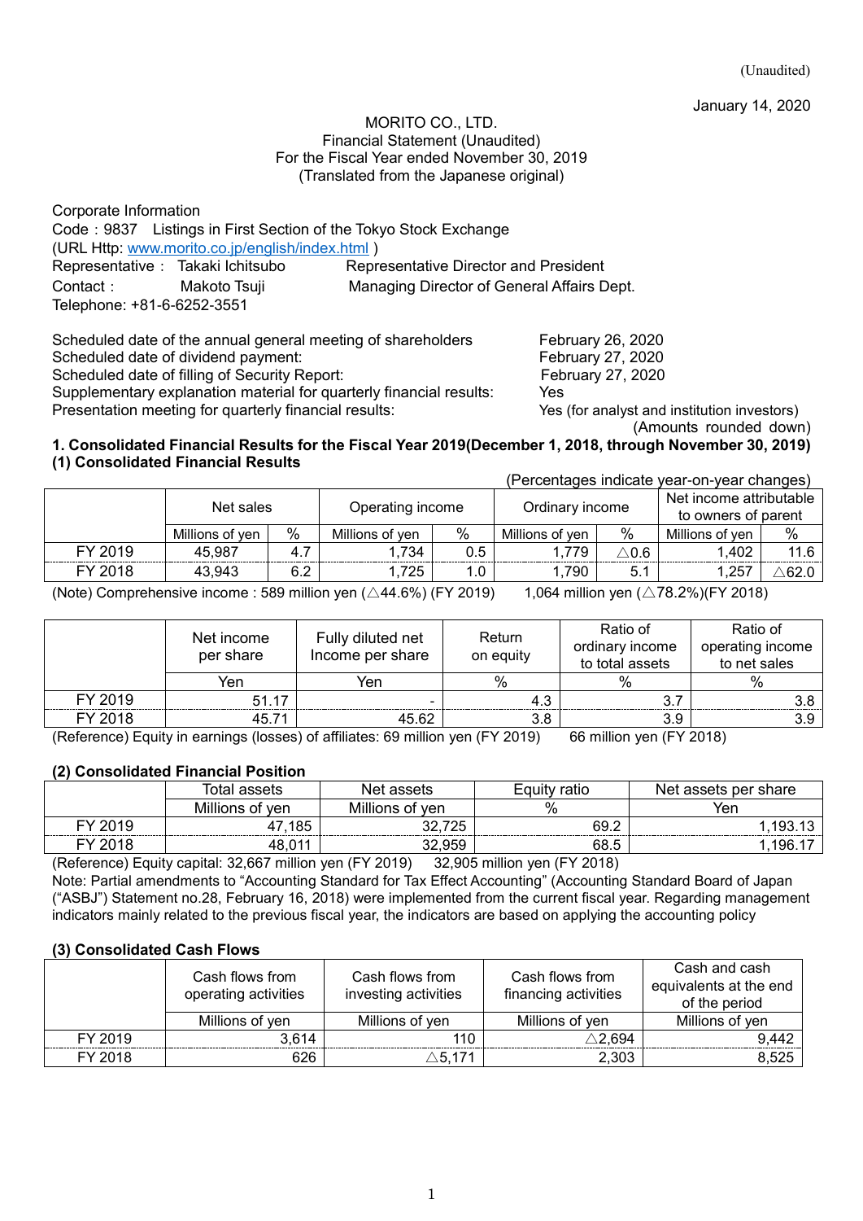(Unaudited)

January 14, 2020

MORITO CO., LTD.
Financial Statement (Unaudited)
For the Fiscal Year ended November 30, 2019
(Translated from the Japanese original)

Corporate Information
Code：9837 Listings in First Section of the Tokyo Stock Exchange
(URL Http: www.morito.co.jp/english/index.html )
Representative： Takaki Ichitsubo Representative Director and President
Contact： Makoto Tsuji Managing Director of General Affairs Dept.
Telephone: +81-6-6252-3551

Scheduled date of the annual general meeting of shareholders: February 26, 2020
Scheduled date of dividend payment: February 27, 2020
Scheduled date of filling of Security Report: February 27, 2020
Supplementary explanation material for quarterly financial results: Yes
Presentation meeting for quarterly financial results: Yes (for analyst and institution investors)

(Amounts rounded down)

## 1. Consolidated Financial Results for the Fiscal Year 2019(December 1, 2018, through November 30, 2019)

### (1) Consolidated Financial Results

(Percentages indicate year-on-year changes)

| | Net sales | | Operating income | | Ordinary income | | Net income attributable to owners of parent | |
|---|---|---|---|---|---|---|---|---|
| | Millions of yen | % | Millions of yen | % | Millions of yen | % | Millions of yen | % |
| FY 2019 | 45,987 | 4.7 | 1,734 | 0.5 | 1,779 | △0.6 | 1,402 | 11.6 |
| FY 2018 | 43,943 | 6.2 | 1,725 | 1.0 | 1,790 | 5.1 | 1,257 | △62.0 |

(Note) Comprehensive income : 589 million yen (△44.6%) (FY 2019) 1,064 million yen (△78.2%)(FY 2018)

| | Net income per share | Fully diluted net Income per share | Return on equity | Ratio of ordinary income to total assets | Ratio of operating income to net sales |
|---|---|---|---|---|---|
| | Yen | Yen | % | % | % |
| FY 2019 | 51.17 | - | 4.3 | 3.7 | 3.8 |
| FY 2018 | 45.71 | 45.62 | 3.8 | 3.9 | 3.9 |

(Reference) Equity in earnings (losses) of affiliates: 69 million yen (FY 2019) 66 million yen (FY 2018)

### (2) Consolidated Financial Position

| | Total assets | Net assets | Equity ratio | Net assets per share |
|---|---|---|---|---|
| | Millions of yen | Millions of yen | % | Yen |
| FY 2019 | 47,185 | 32,725 | 69.2 | 1,193.13 |
| FY 2018 | 48,011 | 32,959 | 68.5 | 1,196.17 |

(Reference) Equity capital: 32,667 million yen (FY 2019) 32,905 million yen (FY 2018)

Note: Partial amendments to "Accounting Standard for Tax Effect Accounting" (Accounting Standard Board of Japan ("ASBJ") Statement no.28, February 16, 2018) were implemented from the current fiscal year. Regarding management indicators mainly related to the previous fiscal year, the indicators are based on applying the accounting policy

### (3) Consolidated Cash Flows

| | Cash flows from operating activities | Cash flows from investing activities | Cash flows from financing activities | Cash and cash equivalents at the end of the period |
|---|---|---|---|---|
| | Millions of yen | Millions of yen | Millions of yen | Millions of yen |
| FY 2019 | 3,614 | 110 | △2,694 | 9,442 |
| FY 2018 | 626 | △5,171 | 2,303 | 8,525 |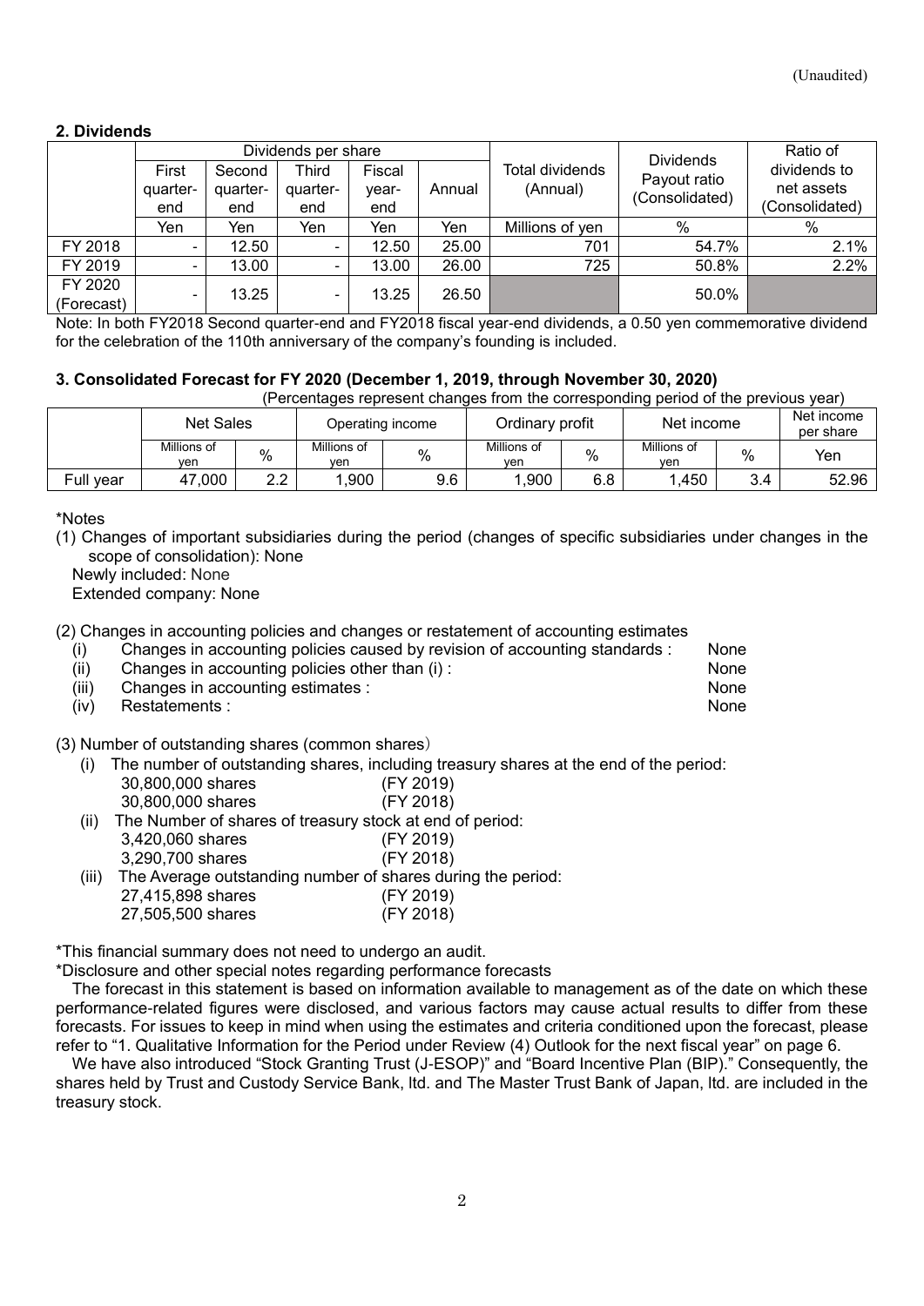(Unaudited)

## 2. Dividends

| | Dividends per share | | | | | Total dividends (Annual) | Dividends Payout ratio (Consolidated) | Ratio of dividends to net assets (Consolidated) |
|---|---|---|---|---|---|---|---|---|
| | First quarter-end | Second quarter-end | Third quarter-end | Fiscal year-end | Annual | | | |
| | Yen | Yen | Yen | Yen | Yen | Millions of yen | % | % |
| FY 2018 | - | 12.50 | - | 12.50 | 25.00 | 701 | 54.7% | 2.1% |
| FY 2019 | - | 13.00 | - | 13.00 | 26.00 | 725 | 50.8% | 2.2% |
| FY 2020 (Forecast) | - | 13.25 | - | 13.25 | 26.50 | | 50.0% | |

Note: In both FY2018 Second quarter-end and FY2018 fiscal year-end dividends, a 0.50 yen commemorative dividend for the celebration of the 110th anniversary of the company's founding is included.

## 3. Consolidated Forecast for FY 2020 (December 1, 2019, through November 30, 2020)

(Percentages represent changes from the corresponding period of the previous year)

| | Net Sales | | Operating income | | Ordinary profit | | Net income | | Net income per share |
|---|---|---|---|---|---|---|---|---|---|
| | Millions of yen | % | Millions of yen | % | Millions of yen | % | Millions of yen | % | Yen |
| Full year | 47,000 | 2.2 | 1,900 | 9.6 | 1,900 | 6.8 | 1,450 | 3.4 | 52.96 |

*Notes

(1) Changes of important subsidiaries during the period (changes of specific subsidiaries under changes in the scope of consolidation): None

Newly included: None

Extended company: None

(2) Changes in accounting policies and changes or restatement of accounting estimates

| | | |
|---|---|---|
| (i) | Changes in accounting policies caused by revision of accounting standards : | None |
| (ii) | Changes in accounting policies other than (i) : | None |
| (iii) | Changes in accounting estimates : | None |
| (iv) | Restatements : | None |

(3) Number of outstanding shares (common shares)

(i) The number of outstanding shares, including treasury shares at the end of the period:
- 30,800,000 shares (FY 2019)
- 30,800,000 shares (FY 2018)

(ii) The Number of shares of treasury stock at end of period:
- 3,420,060 shares (FY 2019)
- 3,290,700 shares (FY 2018)

(iii) The Average outstanding number of shares during the period:
- 27,415,898 shares (FY 2019)
- 27,505,500 shares (FY 2018)

*This financial summary does not need to undergo an audit.

*Disclosure and other special notes regarding performance forecasts

The forecast in this statement is based on information available to management as of the date on which these performance-related figures were disclosed, and various factors may cause actual results to differ from these forecasts. For issues to keep in mind when using the estimates and criteria conditioned upon the forecast, please refer to "1. Qualitative Information for the Period under Review (4) Outlook for the next fiscal year" on page 6.

We have also introduced "Stock Granting Trust (J-ESOP)" and "Board Incentive Plan (BIP)." Consequently, the shares held by Trust and Custody Service Bank, ltd. and The Master Trust Bank of Japan, ltd. are included in the treasury stock.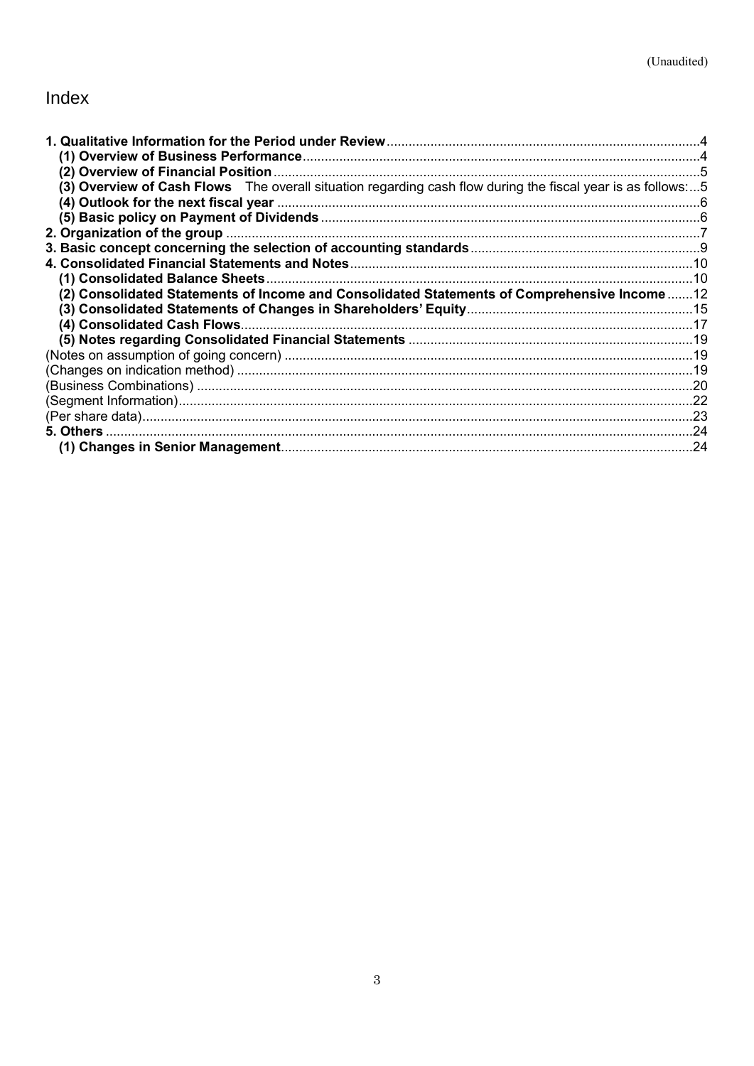(Unaudited)

# Index

**1. Qualitative Information for the Period under Review** .....4
  **(1) Overview of Business Performance** .....4
  **(2) Overview of Financial Position** .....5
  **(3) Overview of Cash Flows**  The overall situation regarding cash flow during the fiscal year is as follows: ...5
  **(4) Outlook for the next fiscal year** .....6
  **(5) Basic policy on Payment of Dividends** .....6
**2. Organization of the group** .....7
**3. Basic concept concerning the selection of accounting standards** .....9
**4. Consolidated Financial Statements and Notes** .....10
  **(1) Consolidated Balance Sheets** .....10
  **(2) Consolidated Statements of Income and Consolidated Statements of Comprehensive Income** .....12
  **(3) Consolidated Statements of Changes in Shareholders' Equity** .....15
  **(4) Consolidated Cash Flows** .....17
  **(5) Notes regarding Consolidated Financial Statements** .....19
(Notes on assumption of going concern) .....19
(Changes on indication method) .....19
(Business Combinations) .....20
(Segment Information) .....22
(Per share data) .....23
**5. Others** .....24
  **(1) Changes in Senior Management** .....24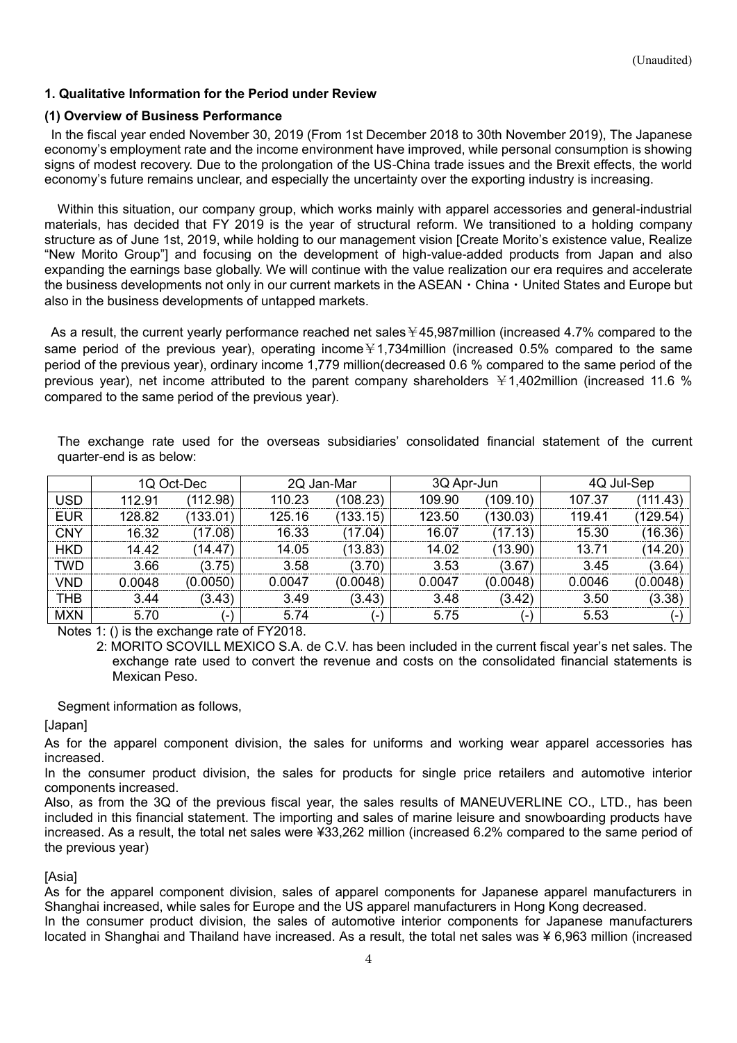(Unaudited)

## 1. Qualitative Information for the Period under Review

### (1) Overview of Business Performance

In the fiscal year ended November 30, 2019 (From 1st December 2018 to 30th November 2019), The Japanese economy's employment rate and the income environment have improved, while personal consumption is showing signs of modest recovery. Due to the prolongation of the US-China trade issues and the Brexit effects, the world economy's future remains unclear, and especially the uncertainty over the exporting industry is increasing.

Within this situation, our company group, which works mainly with apparel accessories and general-industrial materials, has decided that FY 2019 is the year of structural reform. We transitioned to a holding company structure as of June 1st, 2019, while holding to our management vision [Create Morito's existence value, Realize "New Morito Group"] and focusing on the development of high-value-added products from Japan and also expanding the earnings base globally. We will continue with the value realization our era requires and accelerate the business developments not only in our current markets in the ASEAN・China・United States and Europe but also in the business developments of untapped markets.

As a result, the current yearly performance reached net sales ￥45,987million (increased 4.7% compared to the same period of the previous year), operating income ￥1,734million (increased 0.5% compared to the same period of the previous year), ordinary income 1,779 million(decreased 0.6 % compared to the same period of the previous year), net income attributed to the parent company shareholders ￥1,402million (increased 11.6 % compared to the same period of the previous year).

The exchange rate used for the overseas subsidiaries' consolidated financial statement of the current quarter-end is as below:

| | 1Q Oct-Dec | | 2Q Jan-Mar | | 3Q Apr-Jun | | 4Q Jul-Sep | |
|---|---|---|---|---|---|---|---|---|
| USD | 112.91 | (112.98) | 110.23 | (108.23) | 109.90 | (109.10) | 107.37 | (111.43) |
| EUR | 128.82 | (133.01) | 125.16 | (133.15) | 123.50 | (130.03) | 119.41 | (129.54) |
| CNY | 16.32 | (17.08) | 16.33 | (17.04) | 16.07 | (17.13) | 15.30 | (16.36) |
| HKD | 14.42 | (14.47) | 14.05 | (13.83) | 14.02 | (13.90) | 13.71 | (14.20) |
| TWD | 3.66 | (3.75) | 3.58 | (3.70) | 3.53 | (3.67) | 3.45 | (3.64) |
| VND | 0.0048 | (0.0050) | 0.0047 | (0.0048) | 0.0047 | (0.0048) | 0.0046 | (0.0048) |
| THB | 3.44 | (3.43) | 3.49 | (3.43) | 3.48 | (3.42) | 3.50 | (3.38) |
| MXN | 5.70 | (-) | 5.74 | (-) | 5.75 | (-) | 5.53 | (-) |

Notes 1: () is the exchange rate of FY2018.

2: MORITO SCOVILL MEXICO S.A. de C.V. has been included in the current fiscal year's net sales. The exchange rate used to convert the revenue and costs on the consolidated financial statements is Mexican Peso.

Segment information as follows,

[Japan]

As for the apparel component division, the sales for uniforms and working wear apparel accessories has increased.

In the consumer product division, the sales for products for single price retailers and automotive interior components increased.

Also, as from the 3Q of the previous fiscal year, the sales results of MANEUVERLINE CO., LTD., has been included in this financial statement. The importing and sales of marine leisure and snowboarding products have increased. As a result, the total net sales were ¥33,262 million (increased 6.2% compared to the same period of the previous year)

[Asia]

As for the apparel component division, sales of apparel components for Japanese apparel manufacturers in Shanghai increased, while sales for Europe and the US apparel manufacturers in Hong Kong decreased.

In the consumer product division, the sales of automotive interior components for Japanese manufacturers located in Shanghai and Thailand have increased. As a result, the total net sales was ¥ 6,963 million (increased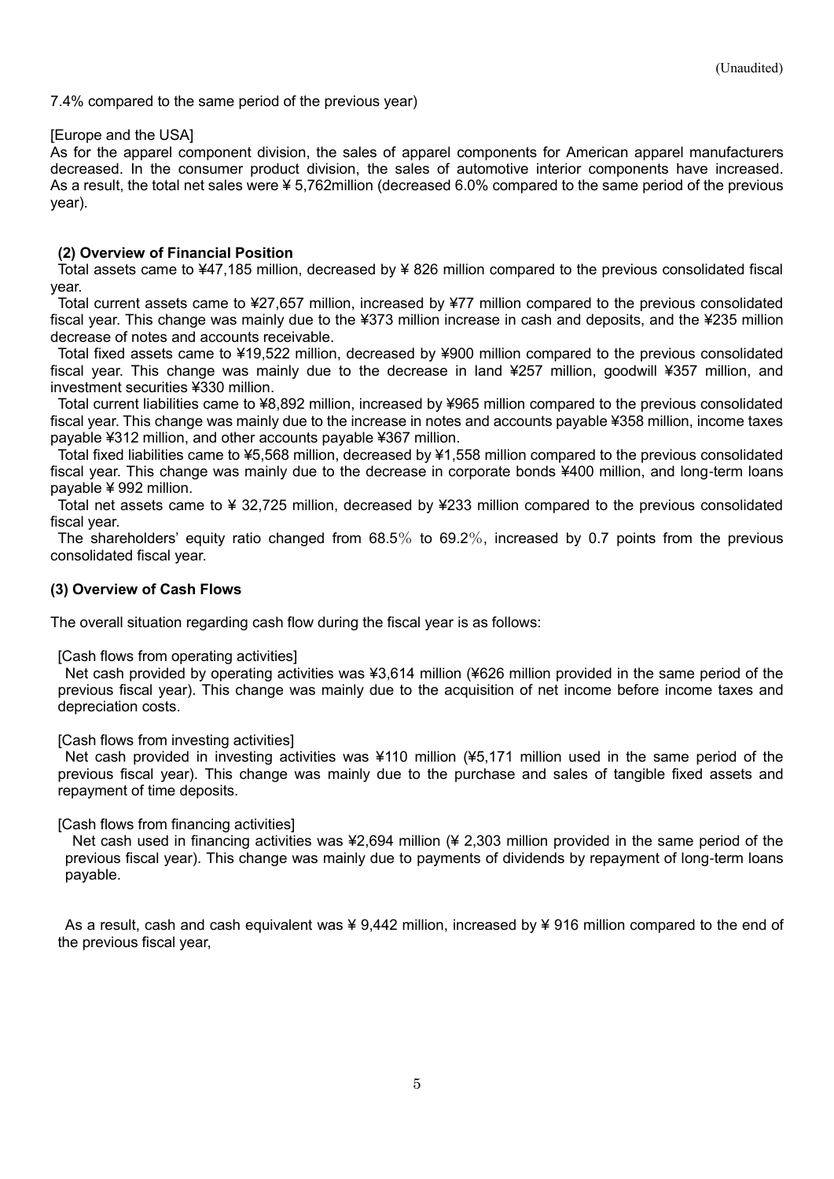7.4% compared to the same period of the previous year)

[Europe and the USA]
As for the apparel component division, the sales of apparel components for American apparel manufacturers decreased. In the consumer product division, the sales of automotive interior components have increased. As a result, the total net sales were ¥ 5,762million (decreased 6.0% compared to the same period of the previous year).

### (2) Overview of Financial Position

Total assets came to ¥47,185 million, decreased by ¥ 826 million compared to the previous consolidated fiscal year.

Total current assets came to ¥27,657 million, increased by ¥77 million compared to the previous consolidated fiscal year. This change was mainly due to the ¥373 million increase in cash and deposits, and the ¥235 million decrease of notes and accounts receivable.

Total fixed assets came to ¥19,522 million, decreased by ¥900 million compared to the previous consolidated fiscal year. This change was mainly due to the decrease in land ¥257 million, goodwill ¥357 million, and investment securities ¥330 million.

Total current liabilities came to ¥8,892 million, increased by ¥965 million compared to the previous consolidated fiscal year. This change was mainly due to the increase in notes and accounts payable ¥358 million, income taxes payable ¥312 million, and other accounts payable ¥367 million.

Total fixed liabilities came to ¥5,568 million, decreased by ¥1,558 million compared to the previous consolidated fiscal year. This change was mainly due to the decrease in corporate bonds ¥400 million, and long-term loans payable ¥ 992 million.

Total net assets came to ¥ 32,725 million, decreased by ¥233 million compared to the previous consolidated fiscal year.

The shareholders' equity ratio changed from 68.5% to 69.2%, increased by 0.7 points from the previous consolidated fiscal year.

### (3) Overview of Cash Flows

The overall situation regarding cash flow during the fiscal year is as follows:

[Cash flows from operating activities]
Net cash provided by operating activities was ¥3,614 million (¥626 million provided in the same period of the previous fiscal year). This change was mainly due to the acquisition of net income before income taxes and depreciation costs.

[Cash flows from investing activities]
Net cash provided in investing activities was ¥110 million (¥5,171 million used in the same period of the previous fiscal year). This change was mainly due to the purchase and sales of tangible fixed assets and repayment of time deposits.

[Cash flows from financing activities]
Net cash used in financing activities was ¥2,694 million (¥ 2,303 million provided in the same period of the previous fiscal year). This change was mainly due to payments of dividends by repayment of long-term loans payable.

As a result, cash and cash equivalent was ¥ 9,442 million, increased by ¥ 916 million compared to the end of the previous fiscal year,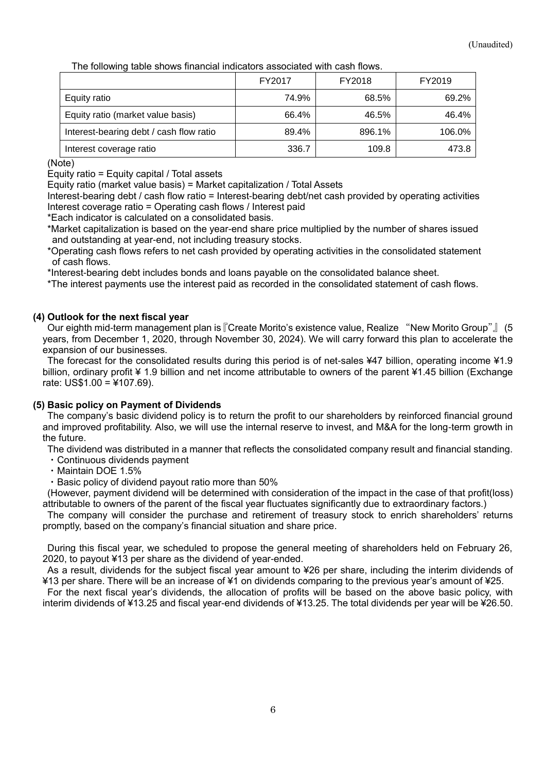(Unaudited)

The following table shows financial indicators associated with cash flows.

| | FY2017 | FY2018 | FY2019 |
|---|---|---|---|
| Equity ratio | 74.9% | 68.5% | 69.2% |
| Equity ratio (market value basis) | 66.4% | 46.5% | 46.4% |
| Interest-bearing debt / cash flow ratio | 89.4% | 896.1% | 106.0% |
| Interest coverage ratio | 336.7 | 109.8 | 473.8 |

(Note)

Equity ratio = Equity capital / Total assets

Equity ratio (market value basis) = Market capitalization / Total Assets

Interest-bearing debt / cash flow ratio = Interest-bearing debt/net cash provided by operating activities

Interest coverage ratio = Operating cash flows / Interest paid

*Each indicator is calculated on a consolidated basis.

*Market capitalization is based on the year-end share price multiplied by the number of shares issued and outstanding at year-end, not including treasury stocks.

*Operating cash flows refers to net cash provided by operating activities in the consolidated statement of cash flows.

*Interest-bearing debt includes bonds and loans payable on the consolidated balance sheet.

*The interest payments use the interest paid as recorded in the consolidated statement of cash flows.

### (4) Outlook for the next fiscal year

Our eighth mid-term management plan is『Create Morito's existence value, Realize "New Morito Group"』(5 years, from December 1, 2020, through November 30, 2024). We will carry forward this plan to accelerate the expansion of our businesses.

The forecast for the consolidated results during this period is of net-sales ¥47 billion, operating income ¥1.9 billion, ordinary profit ¥ 1.9 billion and net income attributable to owners of the parent ¥1.45 billion (Exchange rate: US$1.00 = ¥107.69).

### (5) Basic policy on Payment of Dividends

The company's basic dividend policy is to return the profit to our shareholders by reinforced financial ground and improved profitability. Also, we will use the internal reserve to invest, and M&A for the long-term growth in the future.

The dividend was distributed in a manner that reflects the consolidated company result and financial standing.

・Continuous dividends payment

・Maintain DOE 1.5%

・Basic policy of dividend payout ratio more than 50%

(However, payment dividend will be determined with consideration of the impact in the case of that profit(loss) attributable to owners of the parent of the fiscal year fluctuates significantly due to extraordinary factors.)

The company will consider the purchase and retirement of treasury stock to enrich shareholders' returns promptly, based on the company's financial situation and share price.

During this fiscal year, we scheduled to propose the general meeting of shareholders held on February 26, 2020, to payout ¥13 per share as the dividend of year-ended.

As a result, dividends for the subject fiscal year amount to ¥26 per share, including the interim dividends of ¥13 per share. There will be an increase of ¥1 on dividends comparing to the previous year's amount of ¥25.

For the next fiscal year's dividends, the allocation of profits will be based on the above basic policy, with interim dividends of ¥13.25 and fiscal year-end dividends of ¥13.25. The total dividends per year will be ¥26.50.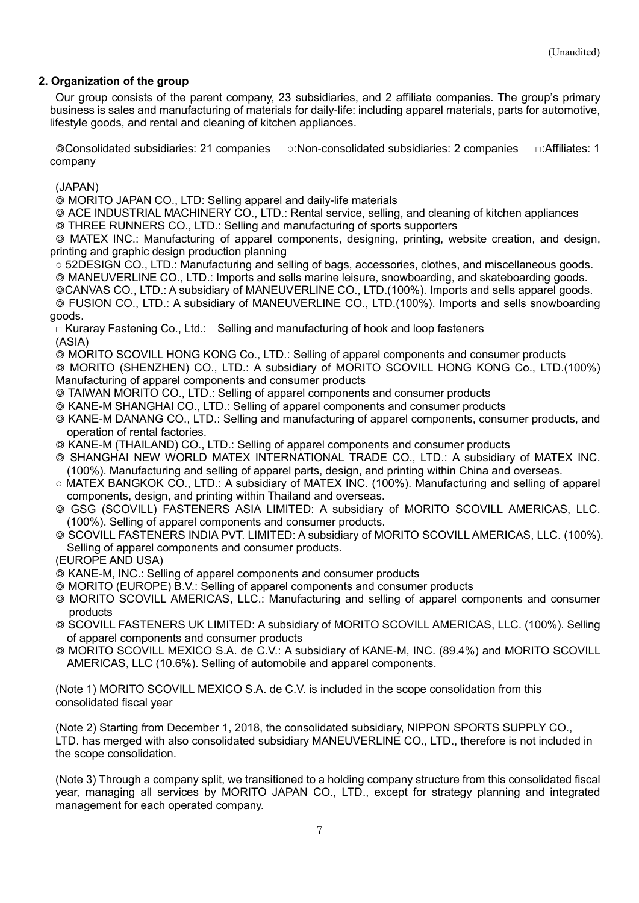(Unaudited)

## 2. Organization of the group

Our group consists of the parent company, 23 subsidiaries, and 2 affiliate companies. The group's primary business is sales and manufacturing of materials for daily-life: including apparel materials, parts for automotive, lifestyle goods, and rental and cleaning of kitchen appliances.

◎Consolidated subsidiaries: 21 companies　○:Non-consolidated subsidiaries: 2 companies　□:Affiliates: 1 company

(JAPAN)

◎ MORITO JAPAN CO., LTD: Selling apparel and daily-life materials
◎ ACE INDUSTRIAL MACHINERY CO., LTD.: Rental service, selling, and cleaning of kitchen appliances
◎ THREE RUNNERS CO., LTD.: Selling and manufacturing of sports supporters
◎ MATEX INC.: Manufacturing of apparel components, designing, printing, website creation, and design, printing and graphic design production planning
○ 52DESIGN CO., LTD.: Manufacturing and selling of bags, accessories, clothes, and miscellaneous goods.
◎ MANEUVERLINE CO., LTD.: Imports and sells marine leisure, snowboarding, and skateboarding goods.
◎CANVAS CO., LTD.: A subsidiary of MANEUVERLINE CO., LTD.(100%). Imports and sells apparel goods.
◎ FUSION CO., LTD.: A subsidiary of MANEUVERLINE CO., LTD.(100%). Imports and sells snowboarding goods.
□ Kuraray Fastening Co., Ltd.:　Selling and manufacturing of hook and loop fasteners

(ASIA)

◎ MORITO SCOVILL HONG KONG Co., LTD.: Selling of apparel components and consumer products
◎ MORITO (SHENZHEN) CO., LTD.: A subsidiary of MORITO SCOVILL HONG KONG Co., LTD.(100%) Manufacturing of apparel components and consumer products
◎ TAIWAN MORITO CO., LTD.: Selling of apparel components and consumer products
◎ KANE-M SHANGHAI CO., LTD.: Selling of apparel components and consumer products
◎ KANE-M DANANG CO., LTD.: Selling and manufacturing of apparel components, consumer products, and operation of rental factories.
◎ KANE-M (THAILAND) CO., LTD.: Selling of apparel components and consumer products
◎ SHANGHAI NEW WORLD MATEX INTERNATIONAL TRADE CO., LTD.: A subsidiary of MATEX INC. (100%). Manufacturing and selling of apparel parts, design, and printing within China and overseas.
○ MATEX BANGKOK CO., LTD.: A subsidiary of MATEX INC. (100%). Manufacturing and selling of apparel components, design, and printing within Thailand and overseas.
◎ GSG (SCOVILL) FASTENERS ASIA LIMITED: A subsidiary of MORITO SCOVILL AMERICAS, LLC. (100%). Selling of apparel components and consumer products.
◎ SCOVILL FASTENERS INDIA PVT. LIMITED: A subsidiary of MORITO SCOVILL AMERICAS, LLC. (100%). Selling of apparel components and consumer products.

(EUROPE AND USA)

◎ KANE-M, INC.: Selling of apparel components and consumer products
◎ MORITO (EUROPE) B.V.: Selling of apparel components and consumer products
◎ MORITO SCOVILL AMERICAS, LLC.: Manufacturing and selling of apparel components and consumer products
◎ SCOVILL FASTENERS UK LIMITED: A subsidiary of MORITO SCOVILL AMERICAS, LLC. (100%). Selling of apparel components and consumer products
◎ MORITO SCOVILL MEXICO S.A. de C.V.: A subsidiary of KANE-M, INC. (89.4%) and MORITO SCOVILL AMERICAS, LLC (10.6%). Selling of automobile and apparel components.

(Note 1) MORITO SCOVILL MEXICO S.A. de C.V. is included in the scope consolidation from this consolidated fiscal year

(Note 2) Starting from December 1, 2018, the consolidated subsidiary, NIPPON SPORTS SUPPLY CO., LTD. has merged with also consolidated subsidiary MANEUVERLINE CO., LTD., therefore is not included in the scope consolidation.

(Note 3) Through a company split, we transitioned to a holding company structure from this consolidated fiscal year, managing all services by MORITO JAPAN CO., LTD., except for strategy planning and integrated management for each operated company.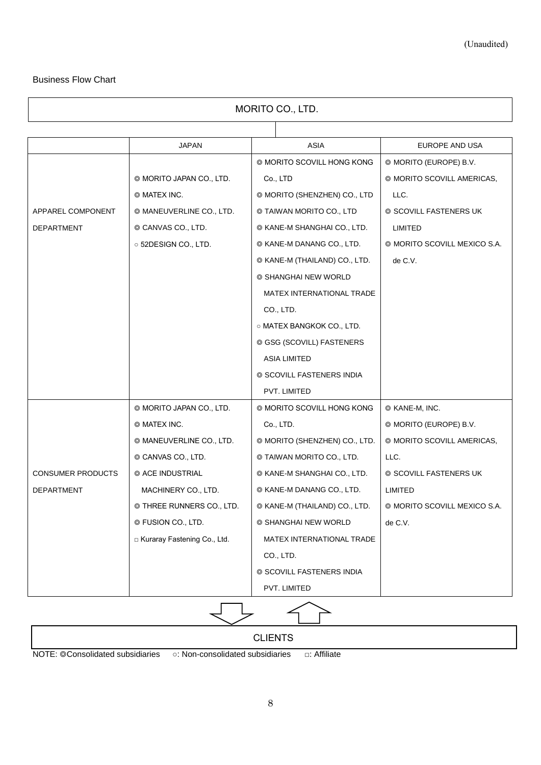(Unaudited)

Business Flow Chart

MORITO CO., LTD.

| | JAPAN | ASIA | EUROPE AND USA |
|---|---|---|---|
| APPAREL COMPONENT DEPARTMENT | ◎ MORITO JAPAN CO., LTD.<br>◎ MATEX INC.<br>◎ MANEUVERLINE CO., LTD.<br>◎ CANVAS CO., LTD.<br>○ 52DESIGN CO., LTD. | ◎ MORITO SCOVILL HONG KONG Co., LTD<br>◎ MORITO (SHENZHEN) CO., LTD<br>◎ TAIWAN MORITO CO., LTD<br>◎ KANE-M SHANGHAI CO., LTD.<br>◎ KANE-M DANANG CO., LTD.<br>◎ KANE-M (THAILAND) CO., LTD.<br>◎ SHANGHAI NEW WORLD MATEX INTERNATIONAL TRADE CO., LTD.<br>○ MATEX BANGKOK CO., LTD.<br>◎ GSG (SCOVILL) FASTENERS ASIA LIMITED<br>◎ SCOVILL FASTENERS INDIA PVT. LIMITED | ◎ MORITO (EUROPE) B.V.<br>◎ MORITO SCOVILL AMERICAS, LLC.<br>◎ SCOVILL FASTENERS UK LIMITED<br>◎ MORITO SCOVILL MEXICO S.A. de C.V. |
| CONSUMER PRODUCTS DEPARTMENT | ◎ MORITO JAPAN CO., LTD.<br>◎ MATEX INC.<br>◎ MANEUVERLINE CO., LTD.<br>◎ CANVAS CO., LTD.<br>◎ ACE INDUSTRIAL MACHINERY CO., LTD.<br>◎ THREE RUNNERS CO., LTD.<br>◎ FUSION CO., LTD.<br>□ Kuraray Fastening Co., Ltd. | ◎ MORITO SCOVILL HONG KONG Co., LTD.<br>◎ MORITO (SHENZHEN) CO., LTD.<br>◎ TAIWAN MORITO CO., LTD.<br>◎ KANE-M SHANGHAI CO., LTD.<br>◎ KANE-M DANANG CO., LTD.<br>◎ KANE-M (THAILAND) CO., LTD.<br>◎ SHANGHAI NEW WORLD MATEX INTERNATIONAL TRADE CO., LTD.<br>◎ SCOVILL FASTENERS INDIA PVT. LIMITED | ◎ KANE-M, INC.<br>◎ MORITO (EUROPE) B.V.<br>◎ MORITO SCOVILL AMERICAS, LLC.<br>◎ SCOVILL FASTENERS UK LIMITED<br>◎ MORITO SCOVILL MEXICO S.A. de C.V. |

CLIENTS

NOTE: ◎Consolidated subsidiaries ○: Non-consolidated subsidiaries □: Affiliate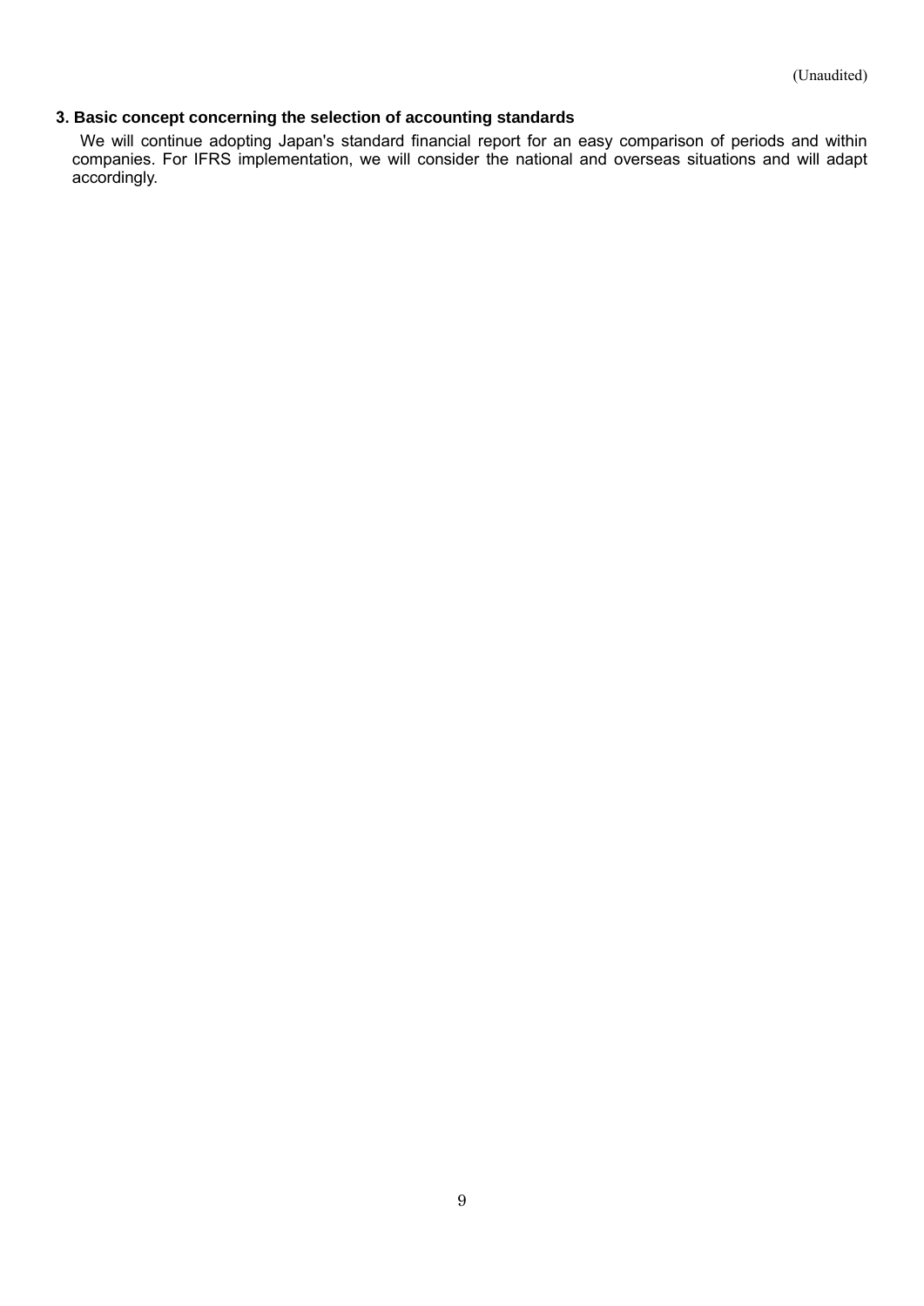(Unaudited)

### 3. Basic concept concerning the selection of accounting standards

We will continue adopting Japan's standard financial report for an easy comparison of periods and within companies. For IFRS implementation, we will consider the national and overseas situations and will adapt accordingly.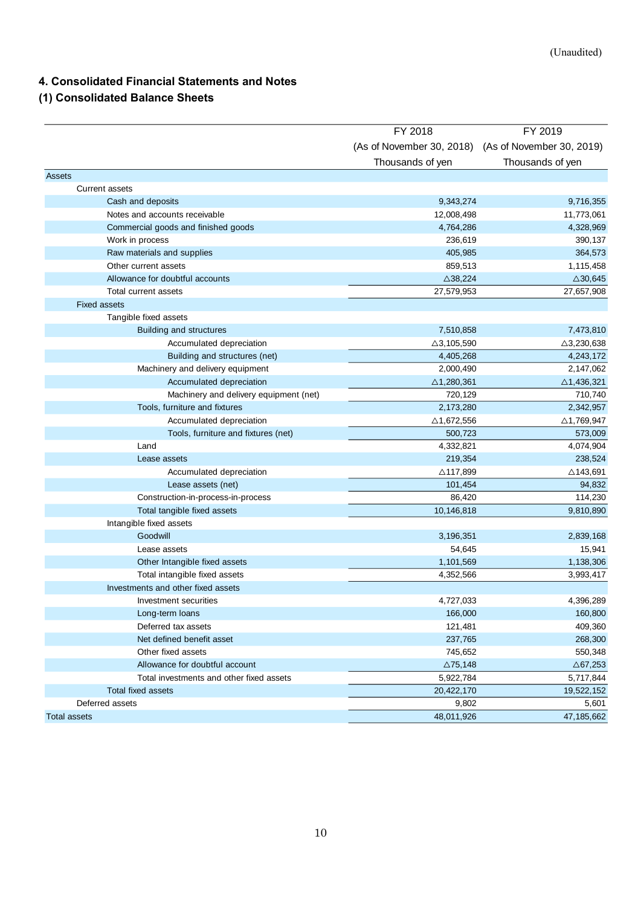(Unaudited)

## 4. Consolidated Financial Statements and Notes

### (1) Consolidated Balance Sheets

| | FY 2018 (As of November 30, 2018) Thousands of yen | FY 2019 (As of November 30, 2019) Thousands of yen |
|---|---|---|
| Assets | | |
| Current assets | | |
| Cash and deposits | 9,343,274 | 9,716,355 |
| Notes and accounts receivable | 12,008,498 | 11,773,061 |
| Commercial goods and finished goods | 4,764,286 | 4,328,969 |
| Work in process | 236,619 | 390,137 |
| Raw materials and supplies | 405,985 | 364,573 |
| Other current assets | 859,513 | 1,115,458 |
| Allowance for doubtful accounts | △38,224 | △30,645 |
| Total current assets | 27,579,953 | 27,657,908 |
| Fixed assets | | |
| Tangible fixed assets | | |
| Building and structures | 7,510,858 | 7,473,810 |
| Accumulated depreciation | △3,105,590 | △3,230,638 |
| Building and structures (net) | 4,405,268 | 4,243,172 |
| Machinery and delivery equipment | 2,000,490 | 2,147,062 |
| Accumulated depreciation | △1,280,361 | △1,436,321 |
| Machinery and delivery equipment (net) | 720,129 | 710,740 |
| Tools, furniture and fixtures | 2,173,280 | 2,342,957 |
| Accumulated depreciation | △1,672,556 | △1,769,947 |
| Tools, furniture and fixtures (net) | 500,723 | 573,009 |
| Land | 4,332,821 | 4,074,904 |
| Lease assets | 219,354 | 238,524 |
| Accumulated depreciation | △117,899 | △143,691 |
| Lease assets (net) | 101,454 | 94,832 |
| Construction-in-process-in-process | 86,420 | 114,230 |
| Total tangible fixed assets | 10,146,818 | 9,810,890 |
| Intangible fixed assets | | |
| Goodwill | 3,196,351 | 2,839,168 |
| Lease assets | 54,645 | 15,941 |
| Other Intangible fixed assets | 1,101,569 | 1,138,306 |
| Total intangible fixed assets | 4,352,566 | 3,993,417 |
| Investments and other fixed assets | | |
| Investment securities | 4,727,033 | 4,396,289 |
| Long-term loans | 166,000 | 160,800 |
| Deferred tax assets | 121,481 | 409,360 |
| Net defined benefit asset | 237,765 | 268,300 |
| Other fixed assets | 745,652 | 550,348 |
| Allowance for doubtful account | △75,148 | △67,253 |
| Total investments and other fixed assets | 5,922,784 | 5,717,844 |
| Total fixed assets | 20,422,170 | 19,522,152 |
| Deferred assets | 9,802 | 5,601 |
| Total assets | 48,011,926 | 47,185,662 |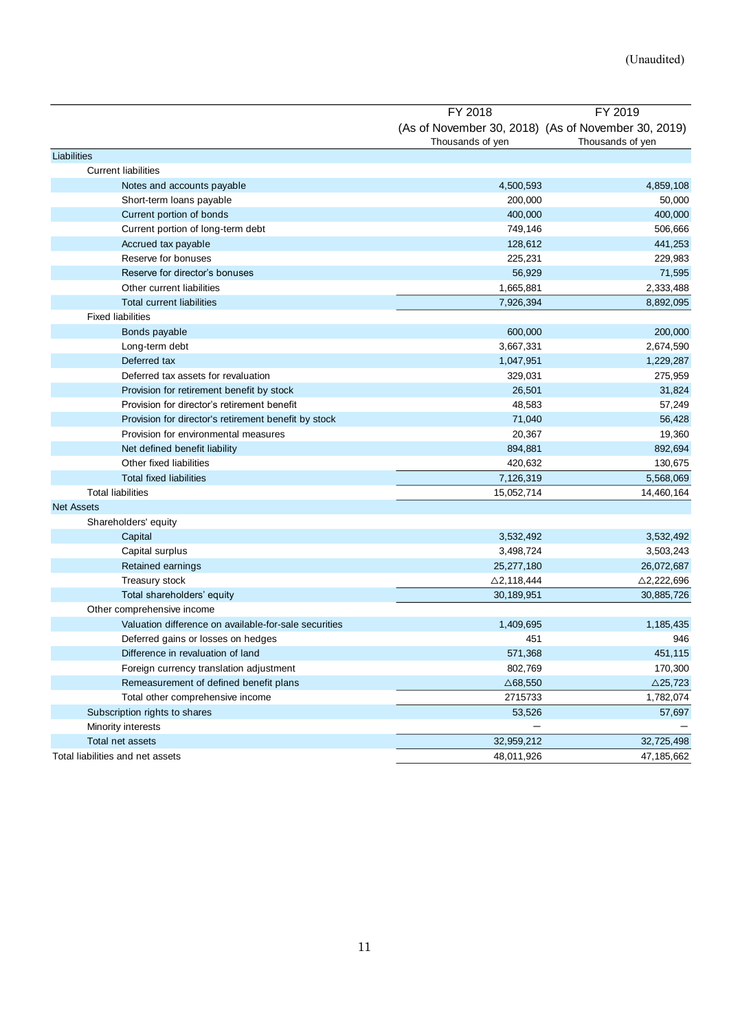(Unaudited)

| | FY 2018 (As of November 30, 2018) Thousands of yen | FY 2019 (As of November 30, 2019) Thousands of yen |
|---|---|---|
| Liabilities | | |
| Current liabilities | | |
| Notes and accounts payable | 4,500,593 | 4,859,108 |
| Short-term loans payable | 200,000 | 50,000 |
| Current portion of bonds | 400,000 | 400,000 |
| Current portion of long-term debt | 749,146 | 506,666 |
| Accrued tax payable | 128,612 | 441,253 |
| Reserve for bonuses | 225,231 | 229,983 |
| Reserve for director's bonuses | 56,929 | 71,595 |
| Other current liabilities | 1,665,881 | 2,333,488 |
| Total current liabilities | 7,926,394 | 8,892,095 |
| Fixed liabilities | | |
| Bonds payable | 600,000 | 200,000 |
| Long-term debt | 3,667,331 | 2,674,590 |
| Deferred tax | 1,047,951 | 1,229,287 |
| Deferred tax assets for revaluation | 329,031 | 275,959 |
| Provision for retirement benefit by stock | 26,501 | 31,824 |
| Provision for director's retirement benefit | 48,583 | 57,249 |
| Provision for director's retirement benefit by stock | 71,040 | 56,428 |
| Provision for environmental measures | 20,367 | 19,360 |
| Net defined benefit liability | 894,881 | 892,694 |
| Other fixed liabilities | 420,632 | 130,675 |
| Total fixed liabilities | 7,126,319 | 5,568,069 |
| Total liabilities | 15,052,714 | 14,460,164 |
| Net Assets | | |
| Shareholders' equity | | |
| Capital | 3,532,492 | 3,532,492 |
| Capital surplus | 3,498,724 | 3,503,243 |
| Retained earnings | 25,277,180 | 26,072,687 |
| Treasury stock | △2,118,444 | △2,222,696 |
| Total shareholders' equity | 30,189,951 | 30,885,726 |
| Other comprehensive income | | |
| Valuation difference on available-for-sale securities | 1,409,695 | 1,185,435 |
| Deferred gains or losses on hedges | 451 | 946 |
| Difference in revaluation of land | 571,368 | 451,115 |
| Foreign currency translation adjustment | 802,769 | 170,300 |
| Remeasurement of defined benefit plans | △68,550 | △25,723 |
| Total other comprehensive income | 2715733 | 1,782,074 |
| Subscription rights to shares | 53,526 | 57,697 |
| Minority interests | – | – |
| Total net assets | 32,959,212 | 32,725,498 |
| Total liabilities and net assets | 48,011,926 | 47,185,662 |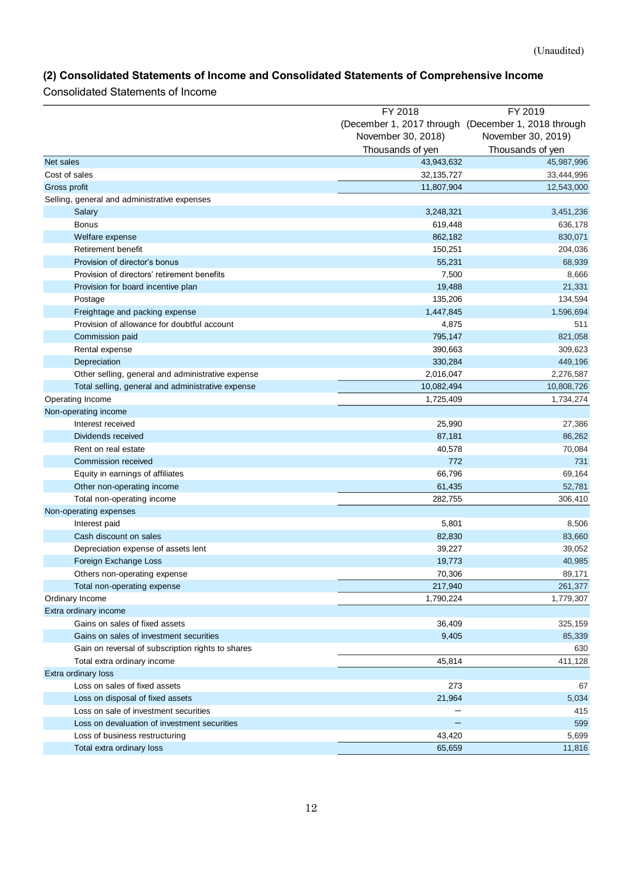(Unaudited)

## (2) Consolidated Statements of Income and Consolidated Statements of Comprehensive Income

Consolidated Statements of Income

| | FY 2018 (December 1, 2017 through November 30, 2018) Thousands of yen | FY 2019 (December 1, 2018 through November 30, 2019) Thousands of yen |
|---|---|---|
| Net sales | 43,943,632 | 45,987,996 |
| Cost of sales | 32,135,727 | 33,444,996 |
| Gross profit | 11,807,904 | 12,543,000 |
| Selling, general and administrative expenses | | |
| Salary | 3,248,321 | 3,451,236 |
| Bonus | 619,448 | 636,178 |
| Welfare expense | 862,182 | 830,071 |
| Retirement benefit | 150,251 | 204,036 |
| Provision of director's bonus | 55,231 | 68,939 |
| Provision of directors' retirement benefits | 7,500 | 8,666 |
| Provision for board incentive plan | 19,488 | 21,331 |
| Postage | 135,206 | 134,594 |
| Freightage and packing expense | 1,447,845 | 1,596,694 |
| Provision of allowance for doubtful account | 4,875 | 511 |
| Commission paid | 795,147 | 821,058 |
| Rental expense | 390,663 | 309,623 |
| Depreciation | 330,284 | 449,196 |
| Other selling, general and administrative expense | 2,016,047 | 2,276,587 |
| Total selling, general and administrative expense | 10,082,494 | 10,808,726 |
| Operating Income | 1,725,409 | 1,734,274 |
| Non-operating income | | |
| Interest received | 25,990 | 27,386 |
| Dividends received | 87,181 | 86,262 |
| Rent on real estate | 40,578 | 70,084 |
| Commission received | 772 | 731 |
| Equity in earnings of affiliates | 66,796 | 69,164 |
| Other non-operating income | 61,435 | 52,781 |
| Total non-operating income | 282,755 | 306,410 |
| Non-operating expenses | | |
| Interest paid | 5,801 | 8,506 |
| Cash discount on sales | 82,830 | 83,660 |
| Depreciation expense of assets lent | 39,227 | 39,052 |
| Foreign Exchange Loss | 19,773 | 40,985 |
| Others non-operating expense | 70,306 | 89,171 |
| Total non-operating expense | 217,940 | 261,377 |
| Ordinary Income | 1,790,224 | 1,779,307 |
| Extra ordinary income | | |
| Gains on sales of fixed assets | 36,409 | 325,159 |
| Gains on sales of investment securities | 9,405 | 85,339 |
| Gain on reversal of subscription rights to shares | | 630 |
| Total extra ordinary income | 45,814 | 411,128 |
| Extra ordinary loss | | |
| Loss on sales of fixed assets | 273 | 67 |
| Loss on disposal of fixed assets | 21,964 | 5,034 |
| Loss on sale of investment securities | – | 415 |
| Loss on devaluation of investment securities | – | 599 |
| Loss of business restructuring | 43,420 | 5,699 |
| Total extra ordinary loss | 65,659 | 11,816 |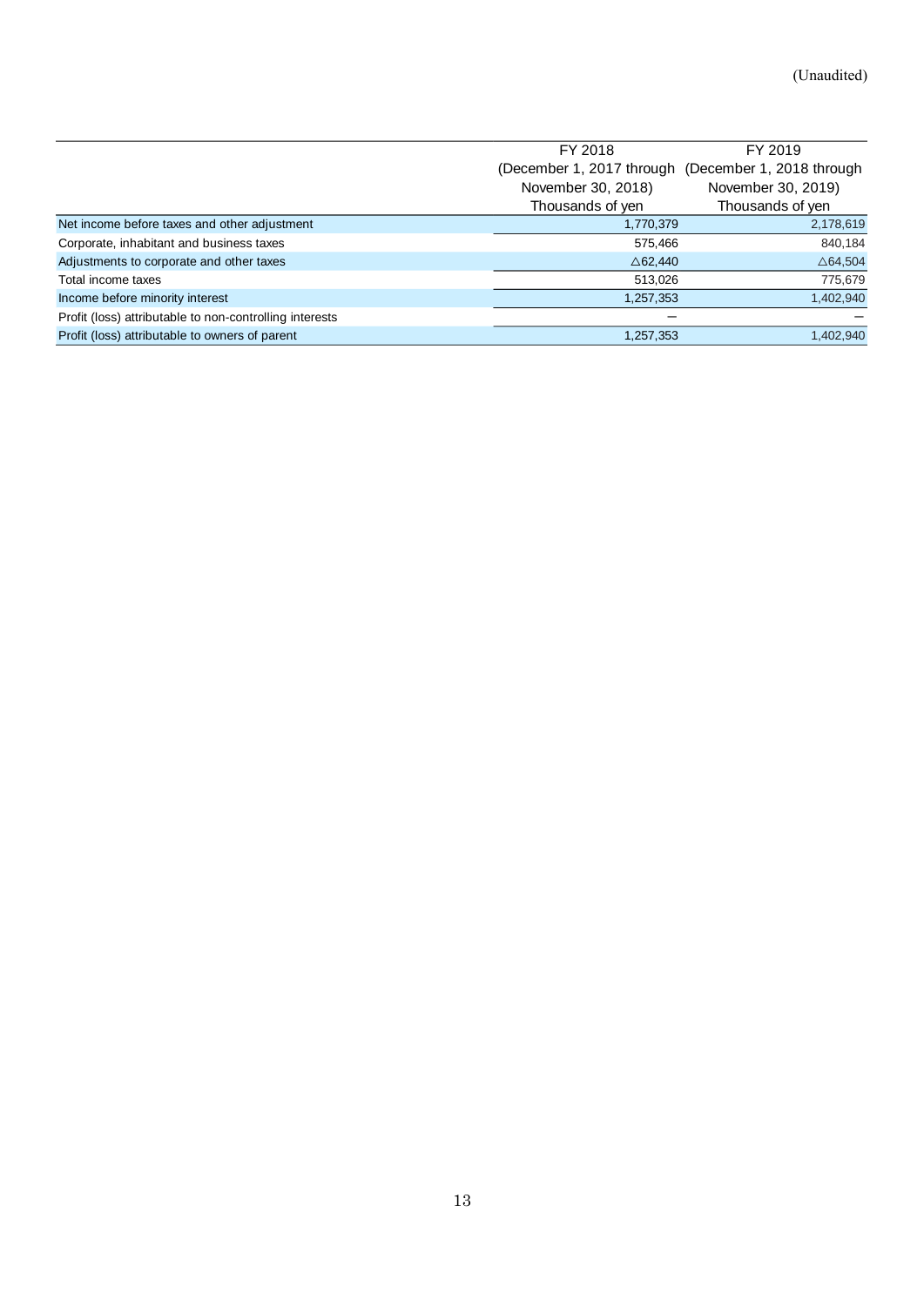(Unaudited)

| | FY 2018 (December 1, 2017 through November 30, 2018) Thousands of yen | FY 2019 (December 1, 2018 through November 30, 2019) Thousands of yen |
|---|---|---|
| Net income before taxes and other adjustment | 1,770,379 | 2,178,619 |
| Corporate, inhabitant and business taxes | 575,466 | 840,184 |
| Adjustments to corporate and other taxes | △62,440 | △64,504 |
| Total income taxes | 513,026 | 775,679 |
| Income before minority interest | 1,257,353 | 1,402,940 |
| Profit (loss) attributable to non-controlling interests | ― | ― |
| Profit (loss) attributable to owners of parent | 1,257,353 | 1,402,940 |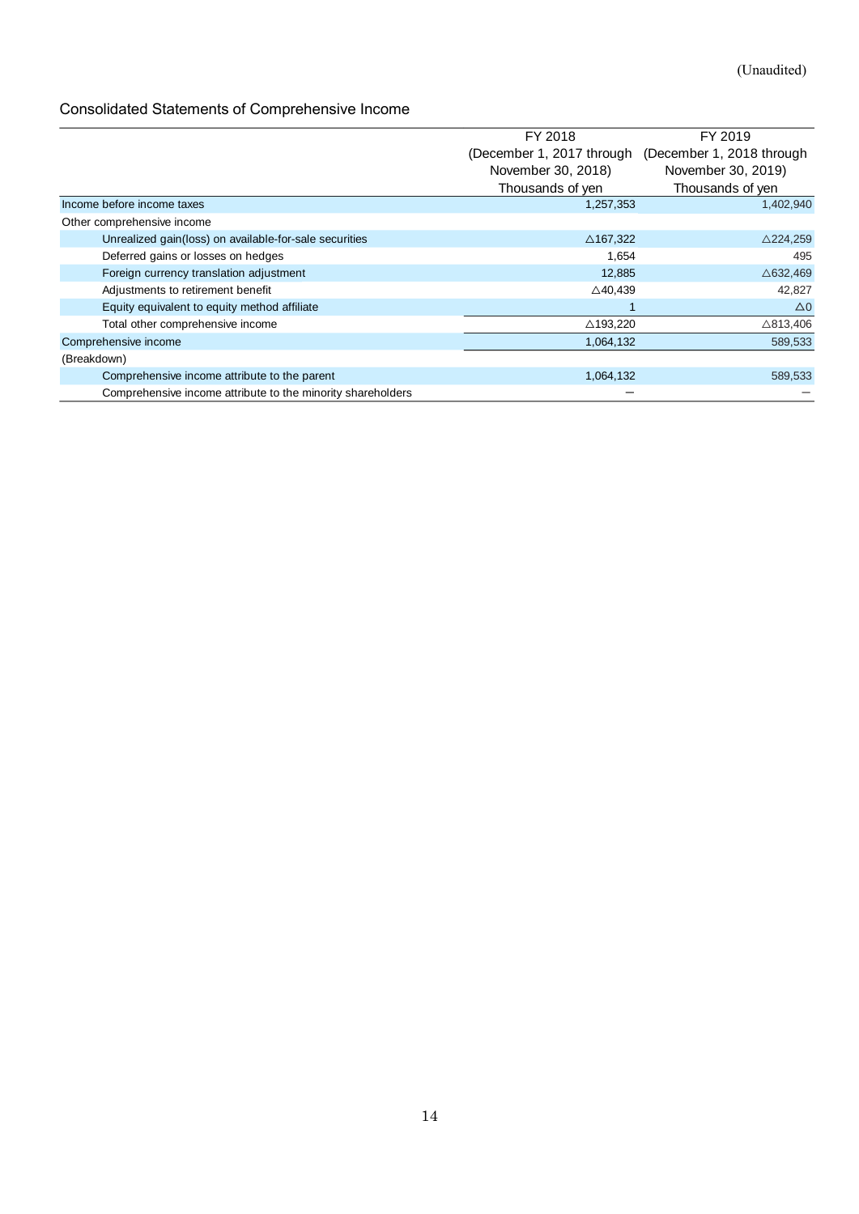(Unaudited)

## Consolidated Statements of Comprehensive Income

| | FY 2018 (December 1, 2017 through November 30, 2018) Thousands of yen | FY 2019 (December 1, 2018 through November 30, 2019) Thousands of yen |
|---|---|---|
| Income before income taxes | 1,257,353 | 1,402,940 |
| Other comprehensive income | | |
| Unrealized gain(loss) on available-for-sale securities | △167,322 | △224,259 |
| Deferred gains or losses on hedges | 1,654 | 495 |
| Foreign currency translation adjustment | 12,885 | △632,469 |
| Adjustments to retirement benefit | △40,439 | 42,827 |
| Equity equivalent to equity method affiliate | 1 | △0 |
| Total other comprehensive income | △193,220 | △813,406 |
| Comprehensive income | 1,064,132 | 589,533 |
| (Breakdown) | | |
| Comprehensive income attribute to the parent | 1,064,132 | 589,533 |
| Comprehensive income attribute to the minority shareholders | － | － |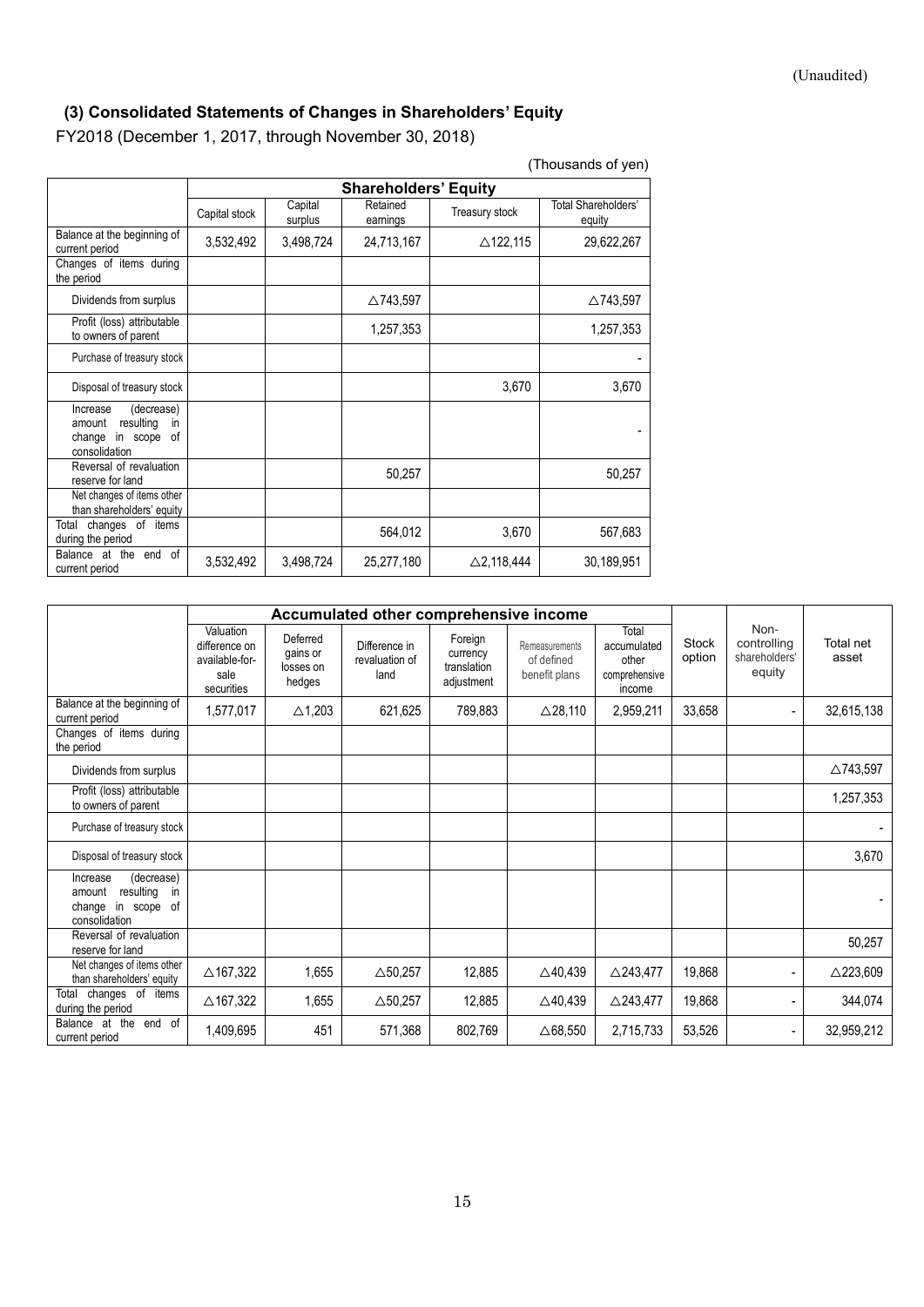(Unaudited)

## (3) Consolidated Statements of Changes in Shareholders' Equity

FY2018 (December 1, 2017, through November 30, 2018)

(Thousands of yen)

| | Shareholders' Equity | | | | |
|---|---|---|---|---|---|
| | Capital stock | Capital surplus | Retained earnings | Treasury stock | Total Shareholders' equity |
| Balance at the beginning of current period | 3,532,492 | 3,498,724 | 24,713,167 | △122,115 | 29,622,267 |
| Changes of items during the period | | | | | |
| Dividends from surplus | | | △743,597 | | △743,597 |
| Profit (loss) attributable to owners of parent | | | 1,257,353 | | 1,257,353 |
| Purchase of treasury stock | | | | | - |
| Disposal of treasury stock | | | | 3,670 | 3,670 |
| Increase (decrease) amount resulting in change in scope of consolidation | | | | | - |
| Reversal of revaluation reserve for land | | | 50,257 | | 50,257 |
| Net changes of items other than shareholders' equity | | | | | |
| Total changes of items during the period | | | 564,012 | 3,670 | 567,683 |
| Balance at the end of current period | 3,532,492 | 3,498,724 | 25,277,180 | △2,118,444 | 30,189,951 |

| | Accumulated other comprehensive income | | | | | | Stock option | Non-controlling shareholders' equity | Total net asset |
|---|---|---|---|---|---|---|---|---|---|
| | Valuation difference on available-for-sale securities | Deferred gains or losses on hedges | Difference in revaluation of land | Foreign currency translation adjustment | Remeasurements of defined benefit plans | Total accumulated other comprehensive income | | | |
| Balance at the beginning of current period | 1,577,017 | △1,203 | 621,625 | 789,883 | △28,110 | 2,959,211 | 33,658 | - | 32,615,138 |
| Changes of items during the period | | | | | | | | | |
| Dividends from surplus | | | | | | | | | △743,597 |
| Profit (loss) attributable to owners of parent | | | | | | | | | 1,257,353 |
| Purchase of treasury stock | | | | | | | | | - |
| Disposal of treasury stock | | | | | | | | | 3,670 |
| Increase (decrease) amount resulting in change in scope of consolidation | | | | | | | | | - |
| Reversal of revaluation reserve for land | | | | | | | | | 50,257 |
| Net changes of items other than shareholders' equity | △167,322 | 1,655 | △50,257 | 12,885 | △40,439 | △243,477 | 19,868 | - | △223,609 |
| Total changes of items during the period | △167,322 | 1,655 | △50,257 | 12,885 | △40,439 | △243,477 | 19,868 | - | 344,074 |
| Balance at the end of current period | 1,409,695 | 451 | 571,368 | 802,769 | △68,550 | 2,715,733 | 53,526 | - | 32,959,212 |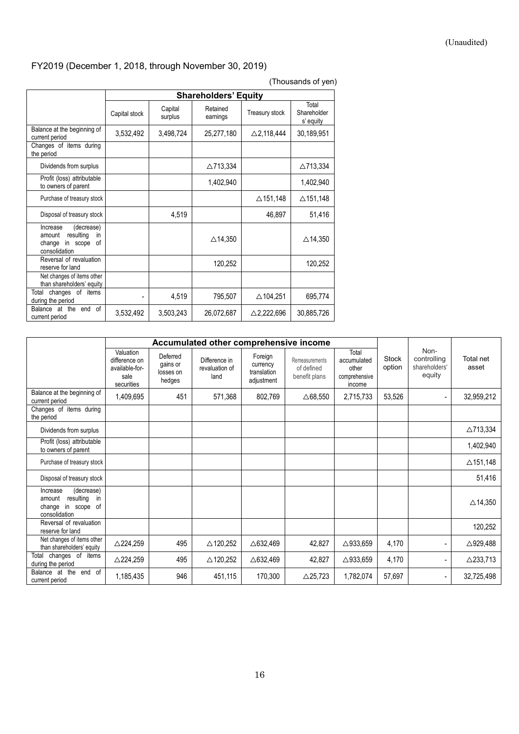(Unaudited)

FY2019 (December 1, 2018, through November 30, 2019)

(Thousands of yen)

| | Shareholders' Equity | | | | |
|---|---|---|---|---|---|
| | Capital stock | Capital surplus | Retained earnings | Treasury stock | Total Shareholders' equity |
| Balance at the beginning of current period | 3,532,492 | 3,498,724 | 25,277,180 | △2,118,444 | 30,189,951 |
| Changes of items during the period | | | | | |
| Dividends from surplus | | | △713,334 | | △713,334 |
| Profit (loss) attributable to owners of parent | | | 1,402,940 | | 1,402,940 |
| Purchase of treasury stock | | | | △151,148 | △151,148 |
| Disposal of treasury stock | | 4,519 | | 46,897 | 51,416 |
| Increase (decrease) amount resulting in change in scope of consolidation | | | △14,350 | | △14,350 |
| Reversal of revaluation reserve for land | | | 120,252 | | 120,252 |
| Net changes of items other than shareholders' equity | | | | | |
| Total changes of items during the period | - | 4,519 | 795,507 | △104,251 | 695,774 |
| Balance at the end of current period | 3,532,492 | 3,503,243 | 26,072,687 | △2,222,696 | 30,885,726 |

| | Accumulated other comprehensive income | | | | | | | | |
|---|---|---|---|---|---|---|---|---|---|
| | Valuation difference on available-for-sale securities | Deferred gains or losses on hedges | Difference in revaluation of land | Foreign currency translation adjustment | Remeasurements of defined benefit plans | Total accumulated other comprehensive income | Stock option | Non-controlling shareholders' equity | Total net asset |
| Balance at the beginning of current period | 1,409,695 | 451 | 571,368 | 802,769 | △68,550 | 2,715,733 | 53,526 | - | 32,959,212 |
| Changes of items during the period | | | | | | | | | |
| Dividends from surplus | | | | | | | | | △713,334 |
| Profit (loss) attributable to owners of parent | | | | | | | | | 1,402,940 |
| Purchase of treasury stock | | | | | | | | | △151,148 |
| Disposal of treasury stock | | | | | | | | | 51,416 |
| Increase (decrease) amount resulting in change in scope of consolidation | | | | | | | | | △14,350 |
| Reversal of revaluation reserve for land | | | | | | | | | 120,252 |
| Net changes of items other than shareholders' equity | △224,259 | 495 | △120,252 | △632,469 | 42,827 | △933,659 | 4,170 | - | △929,488 |
| Total changes of items during the period | △224,259 | 495 | △120,252 | △632,469 | 42,827 | △933,659 | 4,170 | - | △233,713 |
| Balance at the end of current period | 1,185,435 | 946 | 451,115 | 170,300 | △25,723 | 1,782,074 | 57,697 | - | 32,725,498 |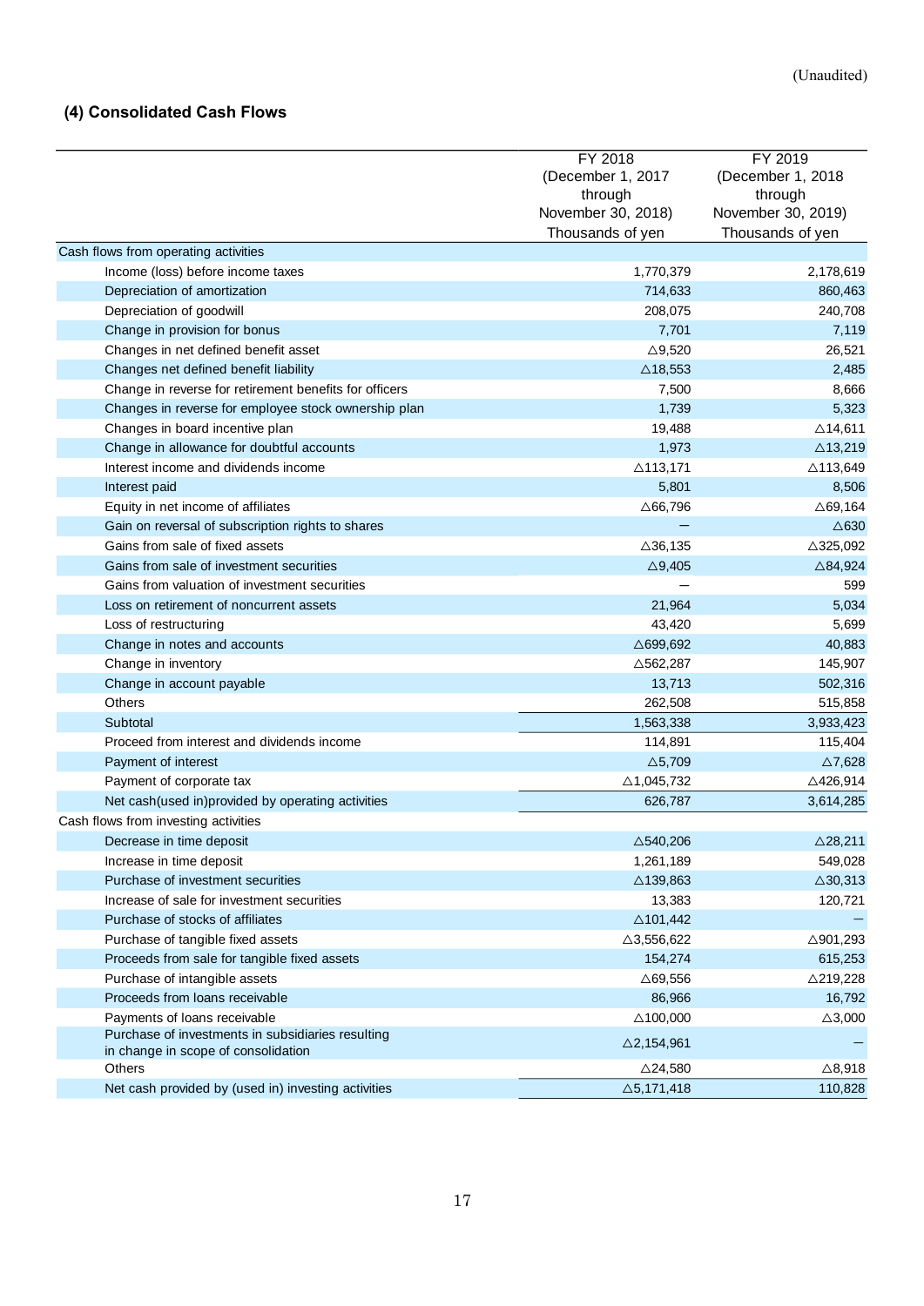(Unaudited)

### (4) Consolidated Cash Flows

| | FY 2018 (December 1, 2017 through November 30, 2018) Thousands of yen | FY 2019 (December 1, 2018 through November 30, 2019) Thousands of yen |
|---|---|---|
| Cash flows from operating activities | | |
| Income (loss) before income taxes | 1,770,379 | 2,178,619 |
| Depreciation of amortization | 714,633 | 860,463 |
| Depreciation of goodwill | 208,075 | 240,708 |
| Change in provision for bonus | 7,701 | 7,119 |
| Changes in net defined benefit asset | △9,520 | 26,521 |
| Changes net defined benefit liability | △18,553 | 2,485 |
| Change in reverse for retirement benefits for officers | 7,500 | 8,666 |
| Changes in reverse for employee stock ownership plan | 1,739 | 5,323 |
| Changes in board incentive plan | 19,488 | △14,611 |
| Change in allowance for doubtful accounts | 1,973 | △13,219 |
| Interest income and dividends income | △113,171 | △113,649 |
| Interest paid | 5,801 | 8,506 |
| Equity in net income of affiliates | △66,796 | △69,164 |
| Gain on reversal of subscription rights to shares | － | △630 |
| Gains from sale of fixed assets | △36,135 | △325,092 |
| Gains from sale of investment securities | △9,405 | △84,924 |
| Gains from valuation of investment securities | － | 599 |
| Loss on retirement of noncurrent assets | 21,964 | 5,034 |
| Loss of restructuring | 43,420 | 5,699 |
| Change in notes and accounts | △699,692 | 40,883 |
| Change in inventory | △562,287 | 145,907 |
| Change in account payable | 13,713 | 502,316 |
| Others | 262,508 | 515,858 |
| Subtotal | 1,563,338 | 3,933,423 |
| Proceed from interest and dividends income | 114,891 | 115,404 |
| Payment of interest | △5,709 | △7,628 |
| Payment of corporate tax | △1,045,732 | △426,914 |
| Net cash(used in)provided by operating activities | 626,787 | 3,614,285 |
| Cash flows from investing activities | | |
| Decrease in time deposit | △540,206 | △28,211 |
| Increase in time deposit | 1,261,189 | 549,028 |
| Purchase of investment securities | △139,863 | △30,313 |
| Increase of sale for investment securities | 13,383 | 120,721 |
| Purchase of stocks of affiliates | △101,442 | － |
| Purchase of tangible fixed assets | △3,556,622 | △901,293 |
| Proceeds from sale for tangible fixed assets | 154,274 | 615,253 |
| Purchase of intangible assets | △69,556 | △219,228 |
| Proceeds from loans receivable | 86,966 | 16,792 |
| Payments of loans receivable | △100,000 | △3,000 |
| Purchase of investments in subsidiaries resulting in change in scope of consolidation | △2,154,961 | － |
| Others | △24,580 | △8,918 |
| Net cash provided by (used in) investing activities | △5,171,418 | 110,828 |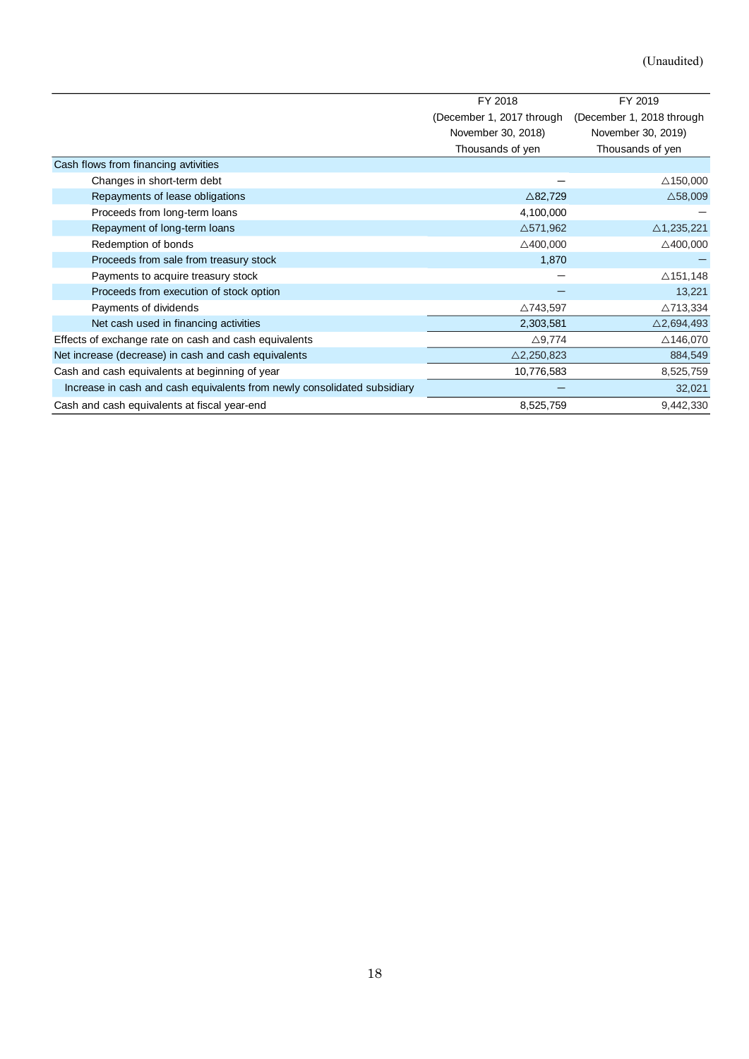(Unaudited)

| | FY 2018 (December 1, 2017 through November 30, 2018) Thousands of yen | FY 2019 (December 1, 2018 through November 30, 2019) Thousands of yen |
|---|---|---|
| Cash flows from financing avtivities | | |
| Changes in short-term debt | − | △150,000 |
| Repayments of lease obligations | △82,729 | △58,009 |
| Proceeds from long-term loans | 4,100,000 | − |
| Repayment of long-term loans | △571,962 | △1,235,221 |
| Redemption of bonds | △400,000 | △400,000 |
| Proceeds from sale from treasury stock | 1,870 | − |
| Payments to acquire treasury stock | − | △151,148 |
| Proceeds from execution of stock option | − | 13,221 |
| Payments of dividends | △743,597 | △713,334 |
| Net cash used in financing activities | 2,303,581 | △2,694,493 |
| Effects of exchange rate on cash and cash equivalents | △9,774 | △146,070 |
| Net increase (decrease) in cash and cash equivalents | △2,250,823 | 884,549 |
| Cash and cash equivalents at beginning of year | 10,776,583 | 8,525,759 |
| Increase in cash and cash equivalents from newly consolidated subsidiary | − | 32,021 |
| Cash and cash equivalents at fiscal year-end | 8,525,759 | 9,442,330 |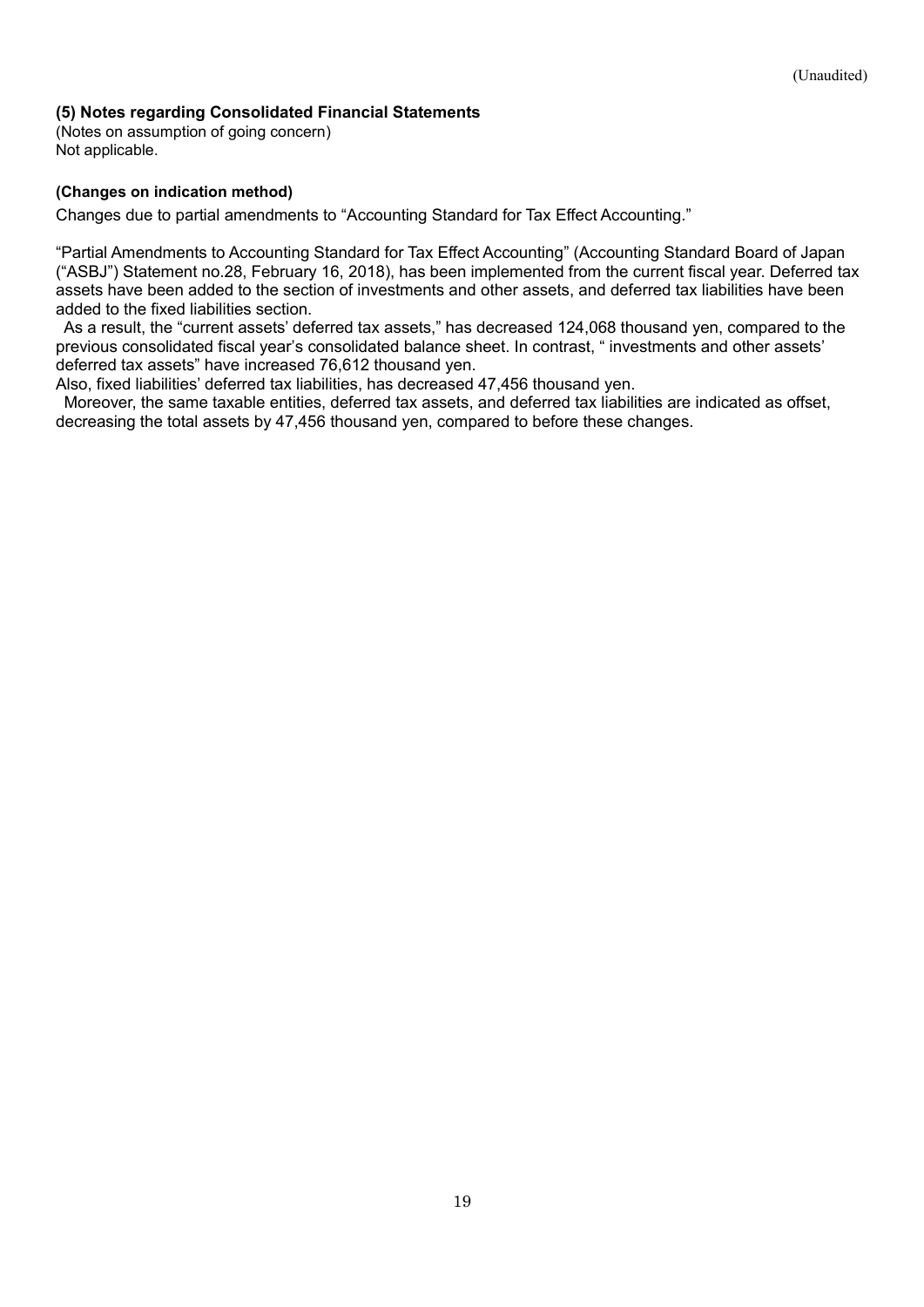(Unaudited)

**(5) Notes regarding Consolidated Financial Statements**

(Notes on assumption of going concern)
Not applicable.

**(Changes on indication method)**

Changes due to partial amendments to “Accounting Standard for Tax Effect Accounting.”

“Partial Amendments to Accounting Standard for Tax Effect Accounting” (Accounting Standard Board of Japan (“ASBJ”) Statement no.28, February 16, 2018), has been implemented from the current fiscal year. Deferred tax assets have been added to the section of investments and other assets, and deferred tax liabilities have been added to the fixed liabilities section.

As a result, the “current assets’ deferred tax assets,” has decreased 124,068 thousand yen, compared to the previous consolidated fiscal year’s consolidated balance sheet. In contrast, “ investments and other assets’ deferred tax assets” have increased 76,612 thousand yen.

Also, fixed liabilities’ deferred tax liabilities, has decreased 47,456 thousand yen.

Moreover, the same taxable entities, deferred tax assets, and deferred tax liabilities are indicated as offset, decreasing the total assets by 47,456 thousand yen, compared to before these changes.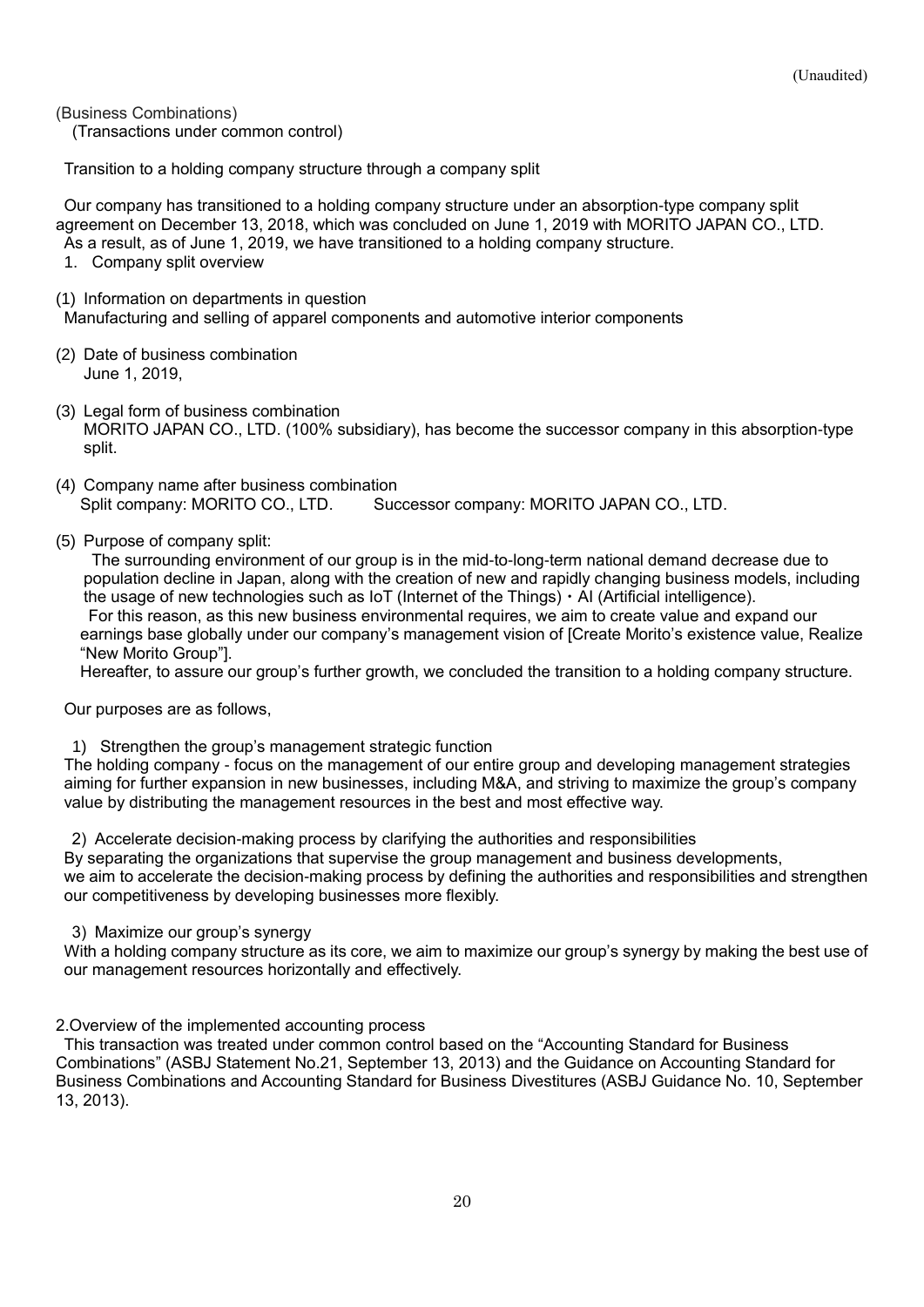(Unaudited)

(Business Combinations)

(Transactions under common control)

Transition to a holding company structure through a company split

Our company has transitioned to a holding company structure under an absorption-type company split agreement on December 13, 2018, which was concluded on June 1, 2019 with MORITO JAPAN CO., LTD.
As a result, as of June 1, 2019, we have transitioned to a holding company structure.

1. Company split overview

(1) Information on departments in question
Manufacturing and selling of apparel components and automotive interior components

(2) Date of business combination
June 1, 2019,

(3) Legal form of business combination
MORITO JAPAN CO., LTD. (100% subsidiary), has become the successor company in this absorption-type split.

(4) Company name after business combination
Split company: MORITO CO., LTD. Successor company: MORITO JAPAN CO., LTD.

(5) Purpose of company split:
The surrounding environment of our group is in the mid-to-long-term national demand decrease due to population decline in Japan, along with the creation of new and rapidly changing business models, including the usage of new technologies such as IoT (Internet of the Things)・AI (Artificial intelligence).
For this reason, as this new business environmental requires, we aim to create value and expand our earnings base globally under our company's management vision of [Create Morito's existence value, Realize "New Morito Group"].
Hereafter, to assure our group's further growth, we concluded the transition to a holding company structure.

Our purposes are as follows,

1) Strengthen the group's management strategic function
The holding company - focus on the management of our entire group and developing management strategies aiming for further expansion in new businesses, including M&A, and striving to maximize the group's company value by distributing the management resources in the best and most effective way.

2) Accelerate decision-making process by clarifying the authorities and responsibilities
By separating the organizations that supervise the group management and business developments, we aim to accelerate the decision-making process by defining the authorities and responsibilities and strengthen our competitiveness by developing businesses more flexibly.

3) Maximize our group's synergy
With a holding company structure as its core, we aim to maximize our group's synergy by making the best use of our management resources horizontally and effectively.

2.Overview of the implemented accounting process

This transaction was treated under common control based on the "Accounting Standard for Business Combinations" (ASBJ Statement No.21, September 13, 2013) and the Guidance on Accounting Standard for Business Combinations and Accounting Standard for Business Divestitures (ASBJ Guidance No. 10, September 13, 2013).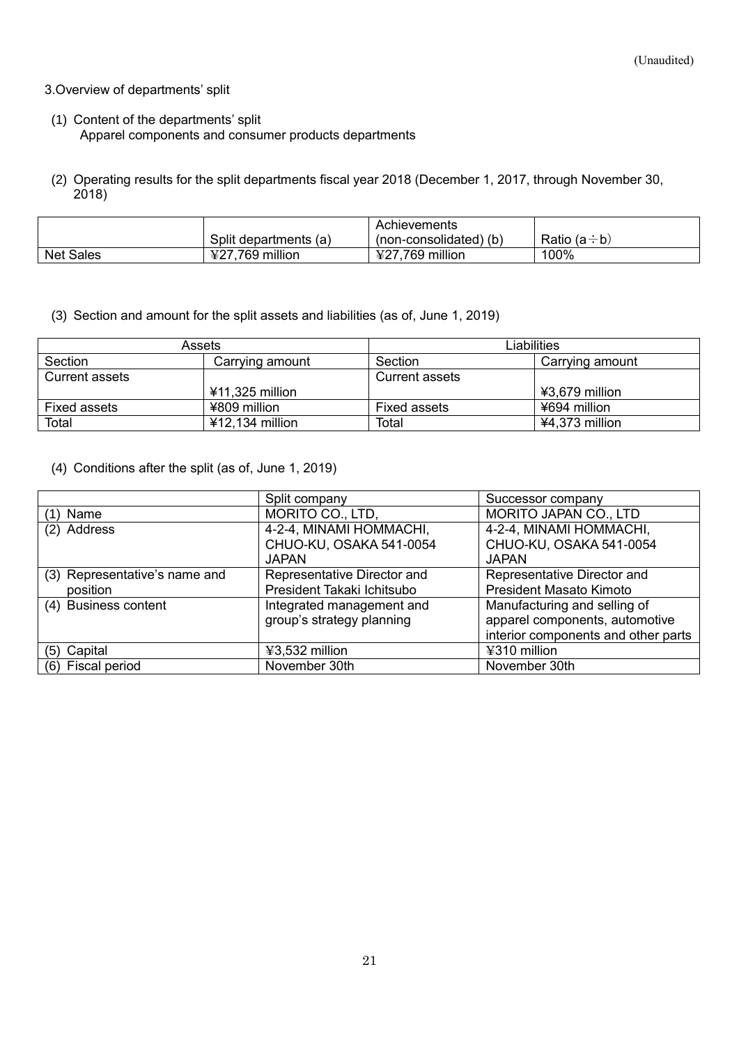(Unaudited)

3.Overview of departments' split

(1) Content of the departments' split
Apparel components and consumer products departments

(2) Operating results for the split departments fiscal year 2018 (December 1, 2017, through November 30, 2018)

| | Split departments (a) | Achievements (non-consolidated) (b) | Ratio (a÷b) |
|---|---|---|---|
| Net Sales | ¥27,769 million | ¥27,769 million | 100% |

(3) Section and amount for the split assets and liabilities (as of, June 1, 2019)

| Assets | | Liabilities | |
|---|---|---|---|
| Section | Carrying amount | Section | Carrying amount |
| Current assets | ¥11,325 million | Current assets | ¥3,679 million |
| Fixed assets | ¥809 million | Fixed assets | ¥694 million |
| Total | ¥12,134 million | Total | ¥4,373 million |

(4) Conditions after the split (as of, June 1, 2019)

| | Split company | Successor company |
|---|---|---|
| (1) Name | MORITO CO., LTD, | MORITO JAPAN CO., LTD |
| (2) Address | 4-2-4, MINAMI HOMMACHI, CHUO-KU, OSAKA 541-0054 JAPAN | 4-2-4, MINAMI HOMMACHI, CHUO-KU, OSAKA 541-0054 JAPAN |
| (3) Representative's name and position | Representative Director and President Takaki Ichitsubo | Representative Director and President Masato Kimoto |
| (4) Business content | Integrated management and group's strategy planning | Manufacturing and selling of apparel components, automotive interior components and other parts |
| (5) Capital | ¥3,532 million | ¥310 million |
| (6) Fiscal period | November 30th | November 30th |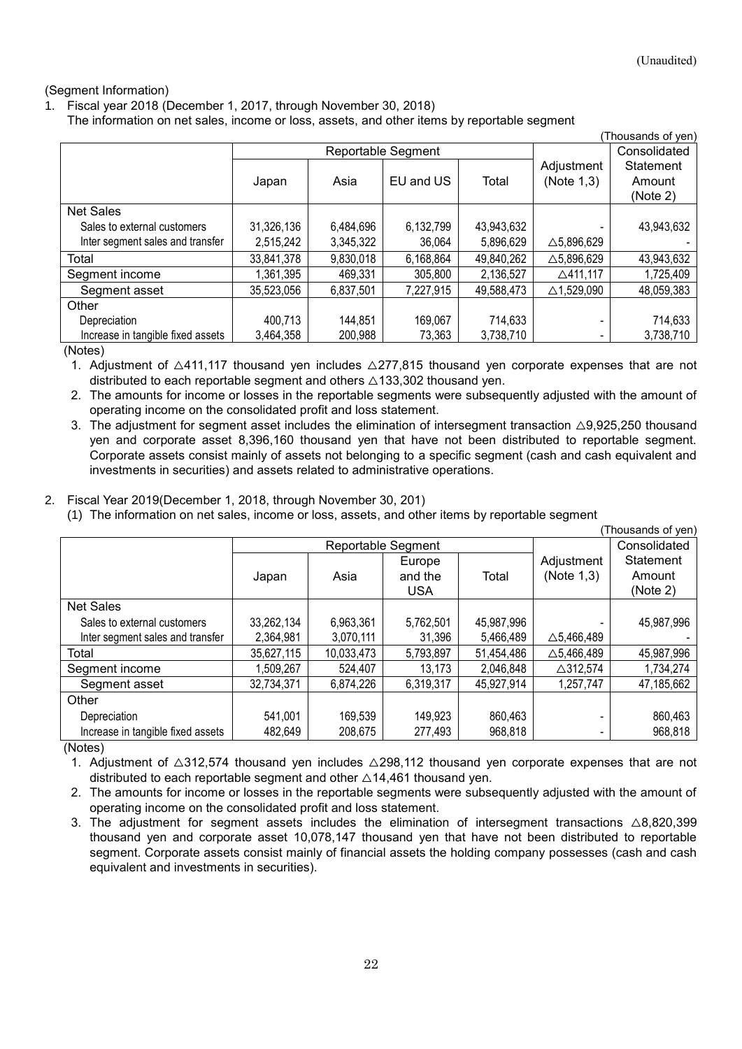(Unaudited)

(Segment Information)

1. Fiscal year 2018 (December 1, 2017, through November 30, 2018)

The information on net sales, income or loss, assets, and other items by reportable segment

(Thousands of yen)

| | Reportable Segment | | | | Adjustment (Note 1,3) | Consolidated Statement Amount (Note 2) |
|---|---|---|---|---|---|---|
| | Japan | Asia | EU and US | Total | | |
| Net Sales | | | | | | |
| Sales to external customers | 31,326,136 | 6,484,696 | 6,132,799 | 43,943,632 | - | 43,943,632 |
| Inter segment sales and transfer | 2,515,242 | 3,345,322 | 36,064 | 5,896,629 | △5,896,629 | - |
| Total | 33,841,378 | 9,830,018 | 6,168,864 | 49,840,262 | △5,896,629 | 43,943,632 |
| Segment income | 1,361,395 | 469,331 | 305,800 | 2,136,527 | △411,117 | 1,725,409 |
| Segment asset | 35,523,056 | 6,837,501 | 7,227,915 | 49,588,473 | △1,529,090 | 48,059,383 |
| Other | | | | | | |
| Depreciation | 400,713 | 144,851 | 169,067 | 714,633 | - | 714,633 |
| Increase in tangible fixed assets | 3,464,358 | 200,988 | 73,363 | 3,738,710 | - | 3,738,710 |

(Notes)

1. Adjustment of △411,117 thousand yen includes △277,815 thousand yen corporate expenses that are not distributed to each reportable segment and others △133,302 thousand yen.
2. The amounts for income or losses in the reportable segments were subsequently adjusted with the amount of operating income on the consolidated profit and loss statement.
3. The adjustment for segment asset includes the elimination of intersegment transaction △9,925,250 thousand yen and corporate asset 8,396,160 thousand yen that have not been distributed to reportable segment. Corporate assets consist mainly of assets not belonging to a specific segment (cash and cash equivalent and investments in securities) and assets related to administrative operations.

2. Fiscal Year 2019(December 1, 2018, through November 30, 201)

(1) The information on net sales, income or loss, assets, and other items by reportable segment

(Thousands of yen)

| | Reportable Segment | | | | Adjustment (Note 1,3) | Consolidated Statement Amount (Note 2) |
|---|---|---|---|---|---|---|
| | Japan | Asia | Europe and the USA | Total | | |
| Net Sales | | | | | | |
| Sales to external customers | 33,262,134 | 6,963,361 | 5,762,501 | 45,987,996 | - | 45,987,996 |
| Inter segment sales and transfer | 2,364,981 | 3,070,111 | 31,396 | 5,466,489 | △5,466,489 | - |
| Total | 35,627,115 | 10,033,473 | 5,793,897 | 51,454,486 | △5,466,489 | 45,987,996 |
| Segment income | 1,509,267 | 524,407 | 13,173 | 2,046,848 | △312,574 | 1,734,274 |
| Segment asset | 32,734,371 | 6,874,226 | 6,319,317 | 45,927,914 | 1,257,747 | 47,185,662 |
| Other | | | | | | |
| Depreciation | 541,001 | 169,539 | 149,923 | 860,463 | - | 860,463 |
| Increase in tangible fixed assets | 482,649 | 208,675 | 277,493 | 968,818 | - | 968,818 |

(Notes)

1. Adjustment of △312,574 thousand yen includes △298,112 thousand yen corporate expenses that are not distributed to each reportable segment and other △14,461 thousand yen.
2. The amounts for income or losses in the reportable segments were subsequently adjusted with the amount of operating income on the consolidated profit and loss statement.
3. The adjustment for segment assets includes the elimination of intersegment transactions △8,820,399 thousand yen and corporate asset 10,078,147 thousand yen that have not been distributed to reportable segment. Corporate assets consist mainly of financial assets the holding company possesses (cash and cash equivalent and investments in securities).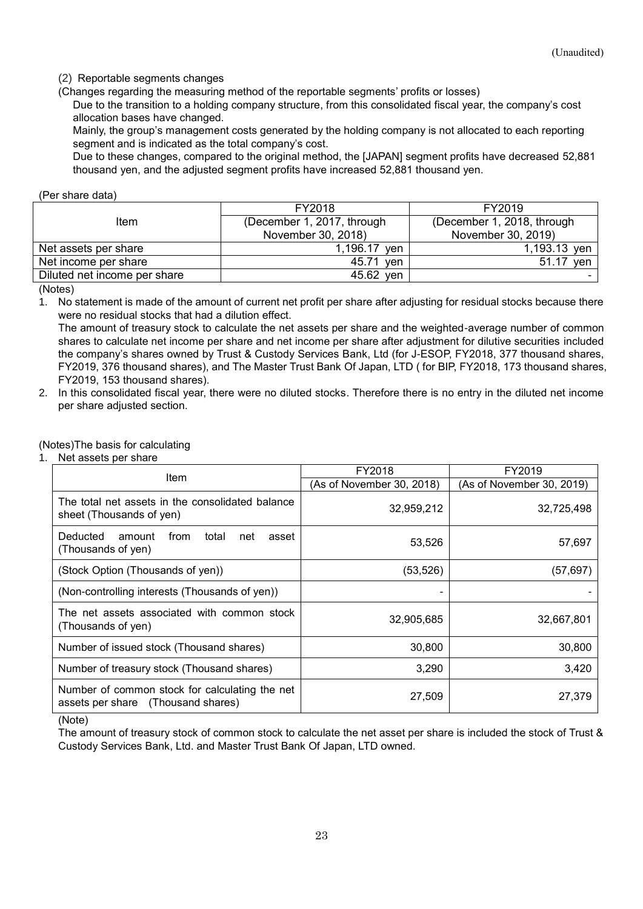(Unaudited)

(2) Reportable segments changes

(Changes regarding the measuring method of the reportable segments' profits or losses)

Due to the transition to a holding company structure, from this consolidated fiscal year, the company's cost allocation bases have changed.

Mainly, the group's management costs generated by the holding company is not allocated to each reporting segment and is indicated as the total company's cost.

Due to these changes, compared to the original method, the [JAPAN] segment profits have decreased 52,881 thousand yen, and the adjusted segment profits have increased 52,881 thousand yen.

(Per share data)

| Item | FY2018 (December 1, 2017, through November 30, 2018) | FY2019 (December 1, 2018, through November 30, 2019) |
|---|---|---|
| Net assets per share | 1,196.17 yen | 1,193.13 yen |
| Net income per share | 45.71 yen | 51.17 yen |
| Diluted net income per share | 45.62 yen | - |

(Notes)

1. No statement is made of the amount of current net profit per share after adjusting for residual stocks because there were no residual stocks that had a dilution effect.
   The amount of treasury stock to calculate the net assets per share and the weighted-average number of common shares to calculate net income per share and net income per share after adjustment for dilutive securities included the company's shares owned by Trust & Custody Services Bank, Ltd (for J-ESOP, FY2018, 377 thousand shares, FY2019, 376 thousand shares), and The Master Trust Bank Of Japan, LTD ( for BIP, FY2018, 173 thousand shares, FY2019, 153 thousand shares).
2. In this consolidated fiscal year, there were no diluted stocks. Therefore there is no entry in the diluted net income per share adjusted section.

(Notes)The basis for calculating

1. Net assets per share

| Item | FY2018 (As of November 30, 2018) | FY2019 (As of November 30, 2019) |
|---|---|---|
| The total net assets in the consolidated balance sheet (Thousands of yen) | 32,959,212 | 32,725,498 |
| Deducted amount from total net asset (Thousands of yen) | 53,526 | 57,697 |
| (Stock Option (Thousands of yen)) | (53,526) | (57,697) |
| (Non-controlling interests (Thousands of yen)) | - | - |
| The net assets associated with common stock (Thousands of yen) | 32,905,685 | 32,667,801 |
| Number of issued stock (Thousand shares) | 30,800 | 30,800 |
| Number of treasury stock (Thousand shares) | 3,290 | 3,420 |
| Number of common stock for calculating the net assets per share (Thousand shares) | 27,509 | 27,379 |

(Note)

The amount of treasury stock of common stock to calculate the net asset per share is included the stock of Trust & Custody Services Bank, Ltd. and Master Trust Bank Of Japan, LTD owned.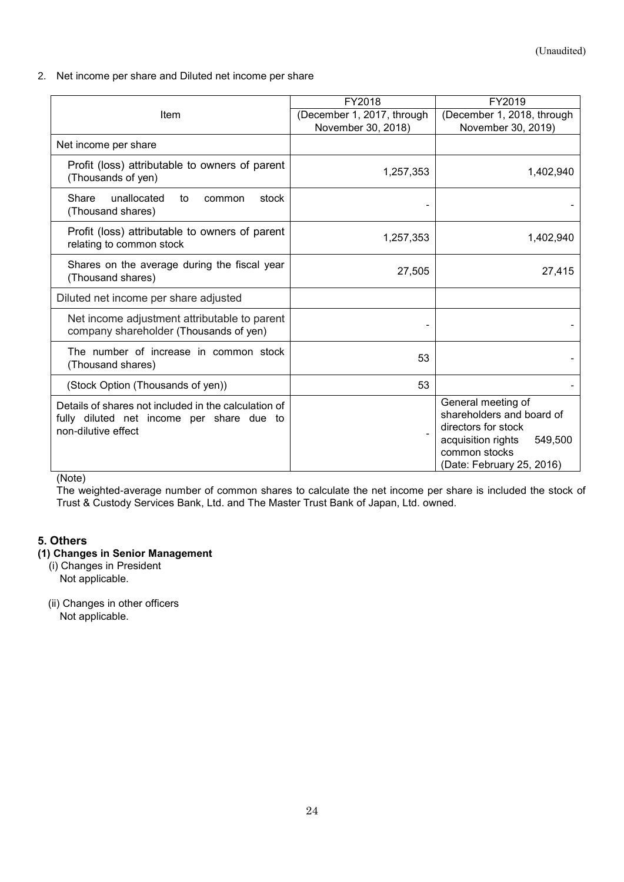(Unaudited)

2. Net income per share and Diluted net income per share

| Item | FY2018 (December 1, 2017, through November 30, 2018) | FY2019 (December 1, 2018, through November 30, 2019) |
|---|---|---|
| Net income per share | | |
| Profit (loss) attributable to owners of parent (Thousands of yen) | 1,257,353 | 1,402,940 |
| Share unallocated to common stock (Thousand shares) | - | - |
| Profit (loss) attributable to owners of parent relating to common stock | 1,257,353 | 1,402,940 |
| Shares on the average during the fiscal year (Thousand shares) | 27,505 | 27,415 |
| Diluted net income per share adjusted | | |
| Net income adjustment attributable to parent company shareholder (Thousands of yen) | - | - |
| The number of increase in common stock (Thousand shares) | 53 | - |
| (Stock Option (Thousands of yen)) | 53 | - |
| Details of shares not included in the calculation of fully diluted net income per share due to non-dilutive effect | - | General meeting of shareholders and board of directors for stock acquisition rights 549,500 common stocks (Date: February 25, 2016) |

(Note)
The weighted-average number of common shares to calculate the net income per share is included the stock of Trust & Custody Services Bank, Ltd. and The Master Trust Bank of Japan, Ltd. owned.

## 5. Others

### (1) Changes in Senior Management

(i) Changes in President
Not applicable.

(ii) Changes in other officers
Not applicable.